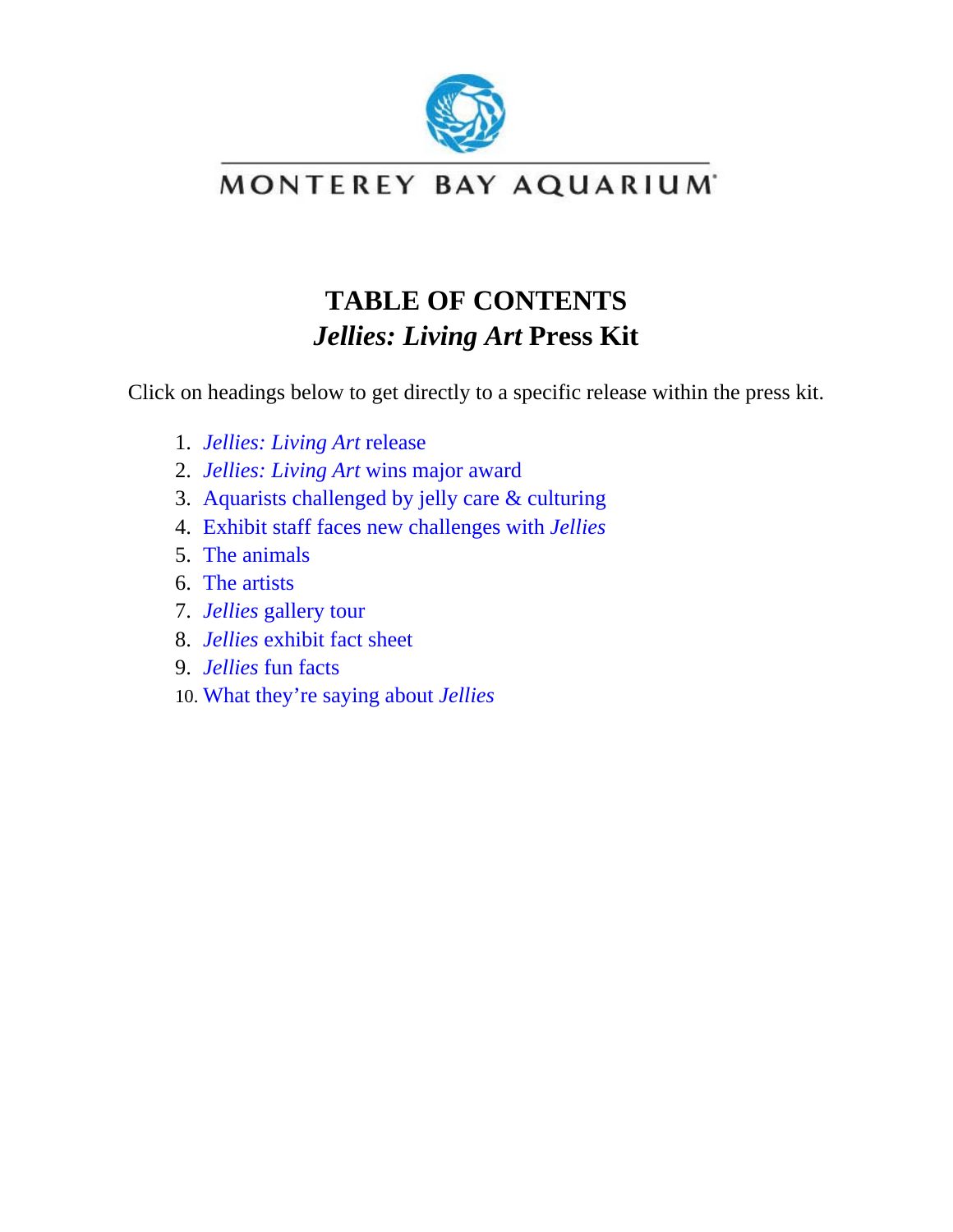MONTEREY BAY AQUARIUM

# TABLE OF CONTENTS
## *Jellies: Living Art* Press Kit

Click on headings below to get directly to a specific release within the press kit.

1. *Jellies: Living Art* release
2. *Jellies: Living Art* wins major award
3. Aquarists challenged by jelly care & culturing
4. Exhibit staff faces new challenges with *Jellies*
5. The animals
6. The artists
7. *Jellies* gallery tour
8. *Jellies* exhibit fact sheet
9. *Jellies* fun facts
10. What they're saying about *Jellies*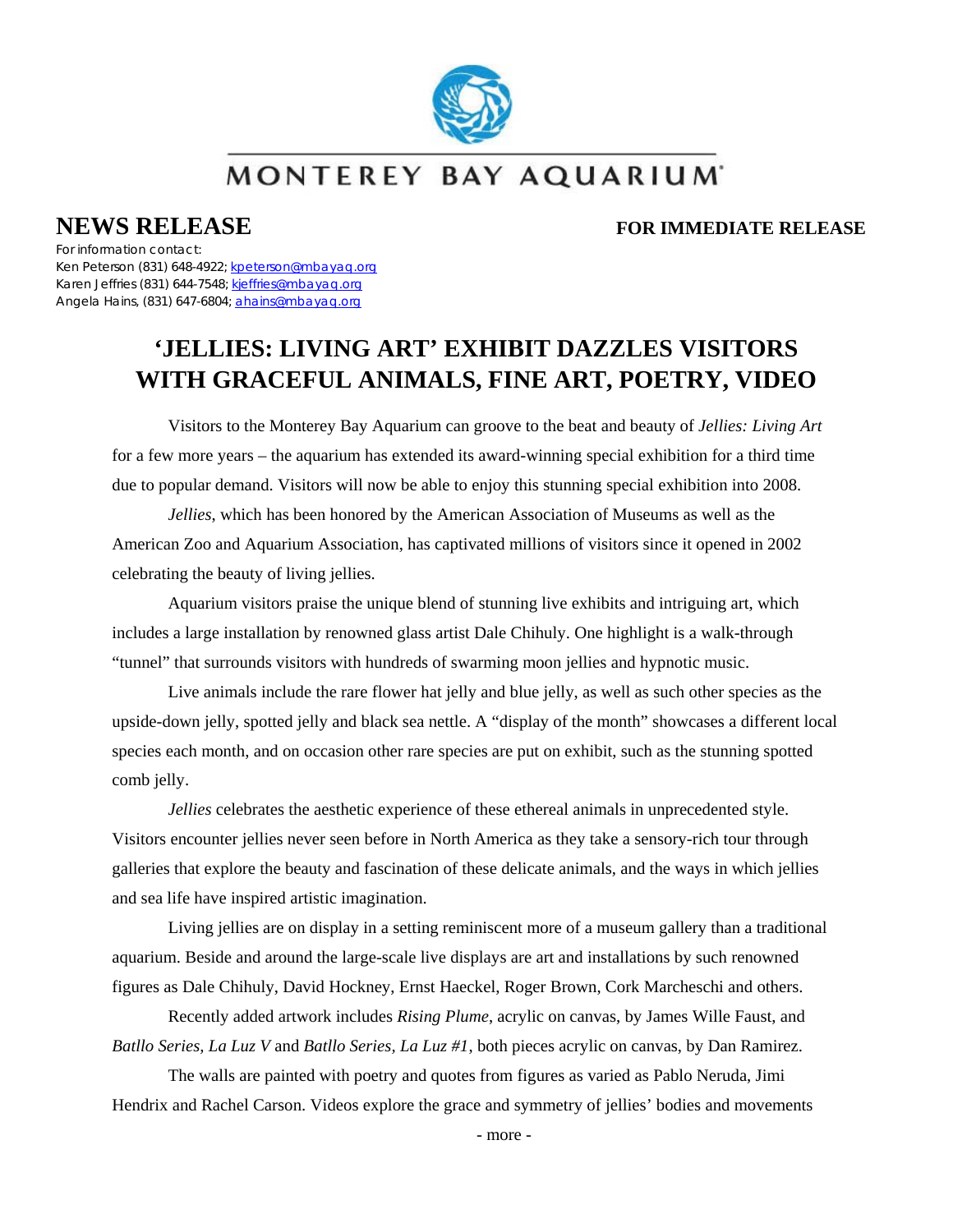MONTEREY BAY AQUARIUM

# NEWS RELEASE

**FOR IMMEDIATE RELEASE**

For information contact:
Ken Peterson (831) 648-4922; kpeterson@mbayaq.org
Karen Jeffries (831) 644-7548; kjeffries@mbayaq.org
Angela Hains, (831) 647-6804; ahains@mbayaq.org

## 'JELLIES: LIVING ART' EXHIBIT DAZZLES VISITORS WITH GRACEFUL ANIMALS, FINE ART, POETRY, VIDEO

Visitors to the Monterey Bay Aquarium can groove to the beat and beauty of *Jellies: Living Art* for a few more years – the aquarium has extended its award-winning special exhibition for a third time due to popular demand. Visitors will now be able to enjoy this stunning special exhibition into 2008.

*Jellies*, which has been honored by the American Association of Museums as well as the American Zoo and Aquarium Association, has captivated millions of visitors since it opened in 2002 celebrating the beauty of living jellies.

Aquarium visitors praise the unique blend of stunning live exhibits and intriguing art, which includes a large installation by renowned glass artist Dale Chihuly. One highlight is a walk-through "tunnel" that surrounds visitors with hundreds of swarming moon jellies and hypnotic music.

Live animals include the rare flower hat jelly and blue jelly, as well as such other species as the upside-down jelly, spotted jelly and black sea nettle. A "display of the month" showcases a different local species each month, and on occasion other rare species are put on exhibit, such as the stunning spotted comb jelly.

*Jellies* celebrates the aesthetic experience of these ethereal animals in unprecedented style. Visitors encounter jellies never seen before in North America as they take a sensory-rich tour through galleries that explore the beauty and fascination of these delicate animals, and the ways in which jellies and sea life have inspired artistic imagination.

Living jellies are on display in a setting reminiscent more of a museum gallery than a traditional aquarium. Beside and around the large-scale live displays are art and installations by such renowned figures as Dale Chihuly, David Hockney, Ernst Haeckel, Roger Brown, Cork Marcheschi and others.

Recently added artwork includes *Rising Plume*, acrylic on canvas, by James Wille Faust, and *Batllo Series, La Luz V* and *Batllo Series, La Luz #1*, both pieces acrylic on canvas, by Dan Ramirez.

The walls are painted with poetry and quotes from figures as varied as Pablo Neruda, Jimi Hendrix and Rachel Carson. Videos explore the grace and symmetry of jellies' bodies and movements

- more -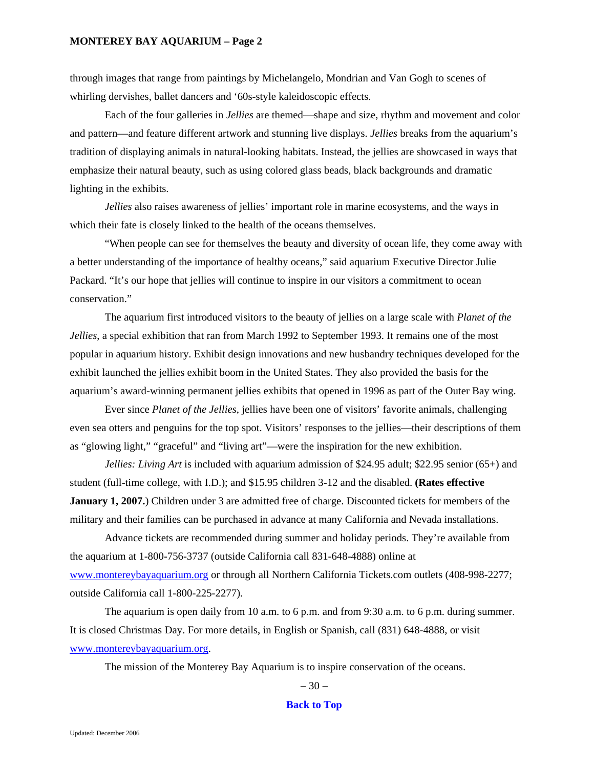through images that range from paintings by Michelangelo, Mondrian and Van Gogh to scenes of whirling dervishes, ballet dancers and '60s-style kaleidoscopic effects.

Each of the four galleries in *Jellies* are themed—shape and size, rhythm and movement and color and pattern—and feature different artwork and stunning live displays. *Jellies* breaks from the aquarium's tradition of displaying animals in natural-looking habitats. Instead, the jellies are showcased in ways that emphasize their natural beauty, such as using colored glass beads, black backgrounds and dramatic lighting in the exhibits.

*Jellies* also raises awareness of jellies' important role in marine ecosystems, and the ways in which their fate is closely linked to the health of the oceans themselves.

"When people can see for themselves the beauty and diversity of ocean life, they come away with a better understanding of the importance of healthy oceans," said aquarium Executive Director Julie Packard. "It's our hope that jellies will continue to inspire in our visitors a commitment to ocean conservation."

The aquarium first introduced visitors to the beauty of jellies on a large scale with *Planet of the Jellies*, a special exhibition that ran from March 1992 to September 1993. It remains one of the most popular in aquarium history. Exhibit design innovations and new husbandry techniques developed for the exhibit launched the jellies exhibit boom in the United States. They also provided the basis for the aquarium's award-winning permanent jellies exhibits that opened in 1996 as part of the Outer Bay wing.

Ever since *Planet of the Jellies*, jellies have been one of visitors' favorite animals, challenging even sea otters and penguins for the top spot. Visitors' responses to the jellies—their descriptions of them as "glowing light," "graceful" and "living art"—were the inspiration for the new exhibition.

*Jellies: Living Art* is included with aquarium admission of $24.95 adult; $22.95 senior (65+) and student (full-time college, with I.D.); and $15.95 children 3-12 and the disabled. **(Rates effective January 1, 2007.**) Children under 3 are admitted free of charge. Discounted tickets for members of the military and their families can be purchased in advance at many California and Nevada installations.

Advance tickets are recommended during summer and holiday periods. They're available from the aquarium at 1-800-756-3737 (outside California call 831-648-4888) online at [www.montereybayaquarium.org](http://www.montereybayaquarium.org) or through all Northern California Tickets.com outlets (408-998-2277; outside California call 1-800-225-2277).

The aquarium is open daily from 10 a.m. to 6 p.m. and from 9:30 a.m. to 6 p.m. during summer. It is closed Christmas Day. For more details, in English or Spanish, call (831) 648-4888, or visit [www.montereybayaquarium.org](http://www.montereybayaquarium.org).

The mission of the Monterey Bay Aquarium is to inspire conservation of the oceans.

– 30 –

**Back to Top**

Updated: December 2006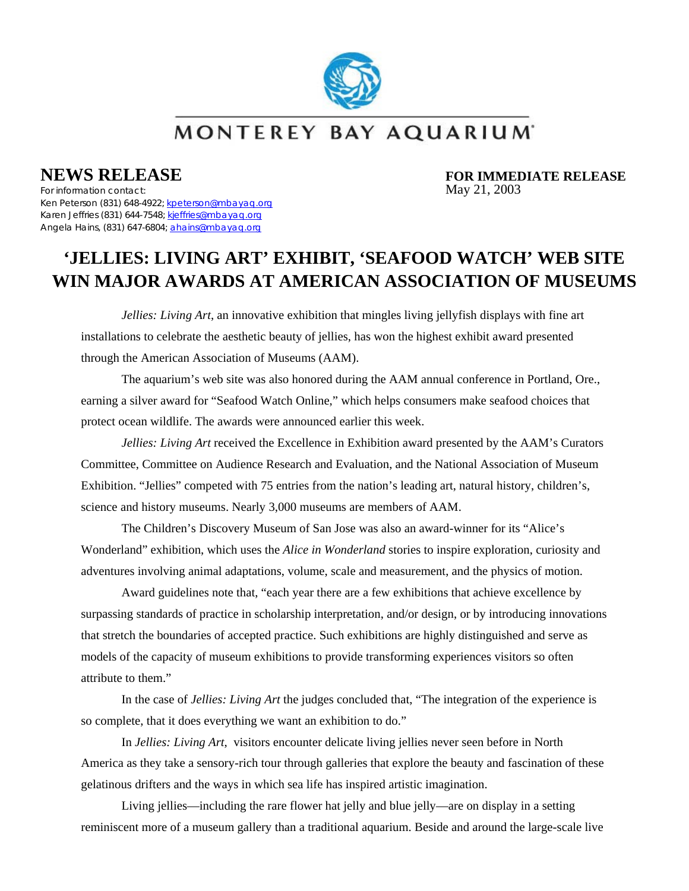# MONTEREY BAY AQUARIUM

## NEWS RELEASE

For information contact:
Ken Peterson (831) 648-4922; kpeterson@mbayaq.org
Karen Jeffries (831) 644-7548; kjeffries@mbayaq.org
Angela Hains, (831) 647-6804; ahains@mbayaq.org

**FOR IMMEDIATE RELEASE**
May 21, 2003

## 'JELLIES: LIVING ART' EXHIBIT, 'SEAFOOD WATCH' WEB SITE WIN MAJOR AWARDS AT AMERICAN ASSOCIATION OF MUSEUMS

*Jellies: Living Art*, an innovative exhibition that mingles living jellyfish displays with fine art installations to celebrate the aesthetic beauty of jellies, has won the highest exhibit award presented through the American Association of Museums (AAM).

The aquarium's web site was also honored during the AAM annual conference in Portland, Ore., earning a silver award for "Seafood Watch Online," which helps consumers make seafood choices that protect ocean wildlife. The awards were announced earlier this week.

*Jellies: Living Art* received the Excellence in Exhibition award presented by the AAM's Curators Committee, Committee on Audience Research and Evaluation, and the National Association of Museum Exhibition. "Jellies" competed with 75 entries from the nation's leading art, natural history, children's, science and history museums. Nearly 3,000 museums are members of AAM.

The Children's Discovery Museum of San Jose was also an award-winner for its "Alice's Wonderland" exhibition, which uses the *Alice in Wonderland* stories to inspire exploration, curiosity and adventures involving animal adaptations, volume, scale and measurement, and the physics of motion.

Award guidelines note that, "each year there are a few exhibitions that achieve excellence by surpassing standards of practice in scholarship interpretation, and/or design, or by introducing innovations that stretch the boundaries of accepted practice. Such exhibitions are highly distinguished and serve as models of the capacity of museum exhibitions to provide transforming experiences visitors so often attribute to them."

In the case of *Jellies: Living Art* the judges concluded that, "The integration of the experience is so complete, that it does everything we want an exhibition to do."

In *Jellies: Living Art*, visitors encounter delicate living jellies never seen before in North America as they take a sensory-rich tour through galleries that explore the beauty and fascination of these gelatinous drifters and the ways in which sea life has inspired artistic imagination.

Living jellies—including the rare flower hat jelly and blue jelly—are on display in a setting reminiscent more of a museum gallery than a traditional aquarium. Beside and around the large-scale live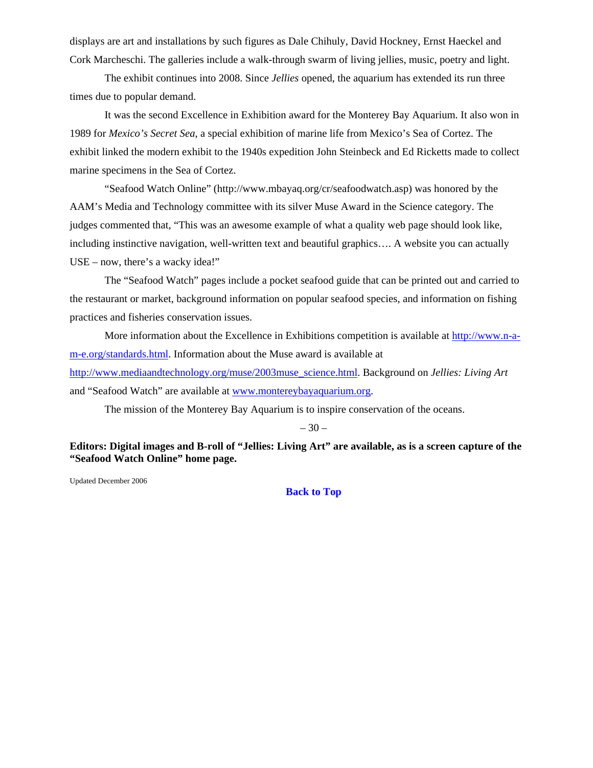displays are art and installations by such figures as Dale Chihuly, David Hockney, Ernst Haeckel and Cork Marcheschi. The galleries include a walk-through swarm of living jellies, music, poetry and light.

The exhibit continues into 2008. Since *Jellies* opened, the aquarium has extended its run three times due to popular demand.

It was the second Excellence in Exhibition award for the Monterey Bay Aquarium. It also won in 1989 for *Mexico's Secret Sea*, a special exhibition of marine life from Mexico's Sea of Cortez. The exhibit linked the modern exhibit to the 1940s expedition John Steinbeck and Ed Ricketts made to collect marine specimens in the Sea of Cortez.

"Seafood Watch Online" (http://www.mbayaq.org/cr/seafoodwatch.asp) was honored by the AAM's Media and Technology committee with its silver Muse Award in the Science category. The judges commented that, "This was an awesome example of what a quality web page should look like, including instinctive navigation, well-written text and beautiful graphics…. A website you can actually USE – now, there's a wacky idea!"

The "Seafood Watch" pages include a pocket seafood guide that can be printed out and carried to the restaurant or market, background information on popular seafood species, and information on fishing practices and fisheries conservation issues.

More information about the Excellence in Exhibitions competition is available at [http://www.n-a-m-e.org/standards.html](http://www.n-a-m-e.org/standards.html). Information about the Muse award is available at [http://www.mediaandtechnology.org/muse/2003muse_science.html](http://www.mediaandtechnology.org/muse/2003muse_science.html). Background on *Jellies: Living Art* and "Seafood Watch" are available at [www.montereybayaquarium.org](http://www.montereybayaquarium.org).

The mission of the Monterey Bay Aquarium is to inspire conservation of the oceans.

– 30 –

**Editors: Digital images and B-roll of "Jellies: Living Art" are available, as is a screen capture of the "Seafood Watch Online" home page.**

Updated December 2006

**Back to Top**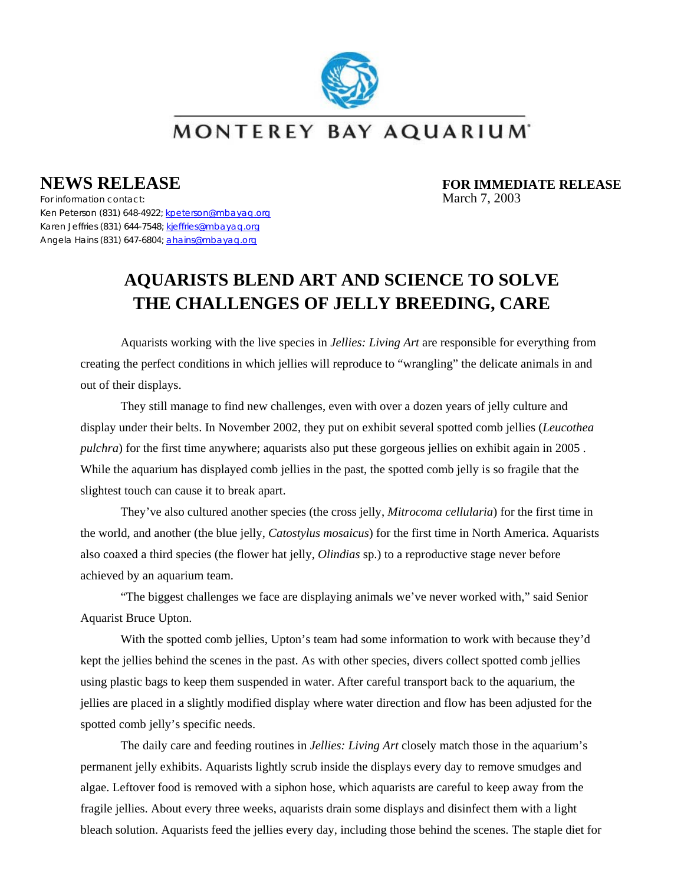MONTEREY BAY AQUARIUM

# NEWS RELEASE

For information contact:
Ken Peterson (831) 648-4922; kpeterson@mbayaq.org
Karen Jeffries (831) 644-7548; kjeffries@mbayaq.org
Angela Hains (831) 647-6804; ahains@mbayaq.org

**FOR IMMEDIATE RELEASE**
March 7, 2003

## AQUARISTS BLEND ART AND SCIENCE TO SOLVE THE CHALLENGES OF JELLY BREEDING, CARE

Aquarists working with the live species in *Jellies: Living Art* are responsible for everything from creating the perfect conditions in which jellies will reproduce to "wrangling" the delicate animals in and out of their displays.

They still manage to find new challenges, even with over a dozen years of jelly culture and display under their belts. In November 2002, they put on exhibit several spotted comb jellies (*Leucothea pulchra*) for the first time anywhere; aquarists also put these gorgeous jellies on exhibit again in 2005 . While the aquarium has displayed comb jellies in the past, the spotted comb jelly is so fragile that the slightest touch can cause it to break apart.

They've also cultured another species (the cross jelly, *Mitrocoma cellularia*) for the first time in the world, and another (the blue jelly, *Catostylus mosaicus*) for the first time in North America. Aquarists also coaxed a third species (the flower hat jelly, *Olindias* sp.) to a reproductive stage never before achieved by an aquarium team.

"The biggest challenges we face are displaying animals we've never worked with," said Senior Aquarist Bruce Upton.

With the spotted comb jellies, Upton's team had some information to work with because they'd kept the jellies behind the scenes in the past. As with other species, divers collect spotted comb jellies using plastic bags to keep them suspended in water. After careful transport back to the aquarium, the jellies are placed in a slightly modified display where water direction and flow has been adjusted for the spotted comb jelly's specific needs.

The daily care and feeding routines in *Jellies: Living Art* closely match those in the aquarium's permanent jelly exhibits. Aquarists lightly scrub inside the displays every day to remove smudges and algae. Leftover food is removed with a siphon hose, which aquarists are careful to keep away from the fragile jellies. About every three weeks, aquarists drain some displays and disinfect them with a light bleach solution. Aquarists feed the jellies every day, including those behind the scenes. The staple diet for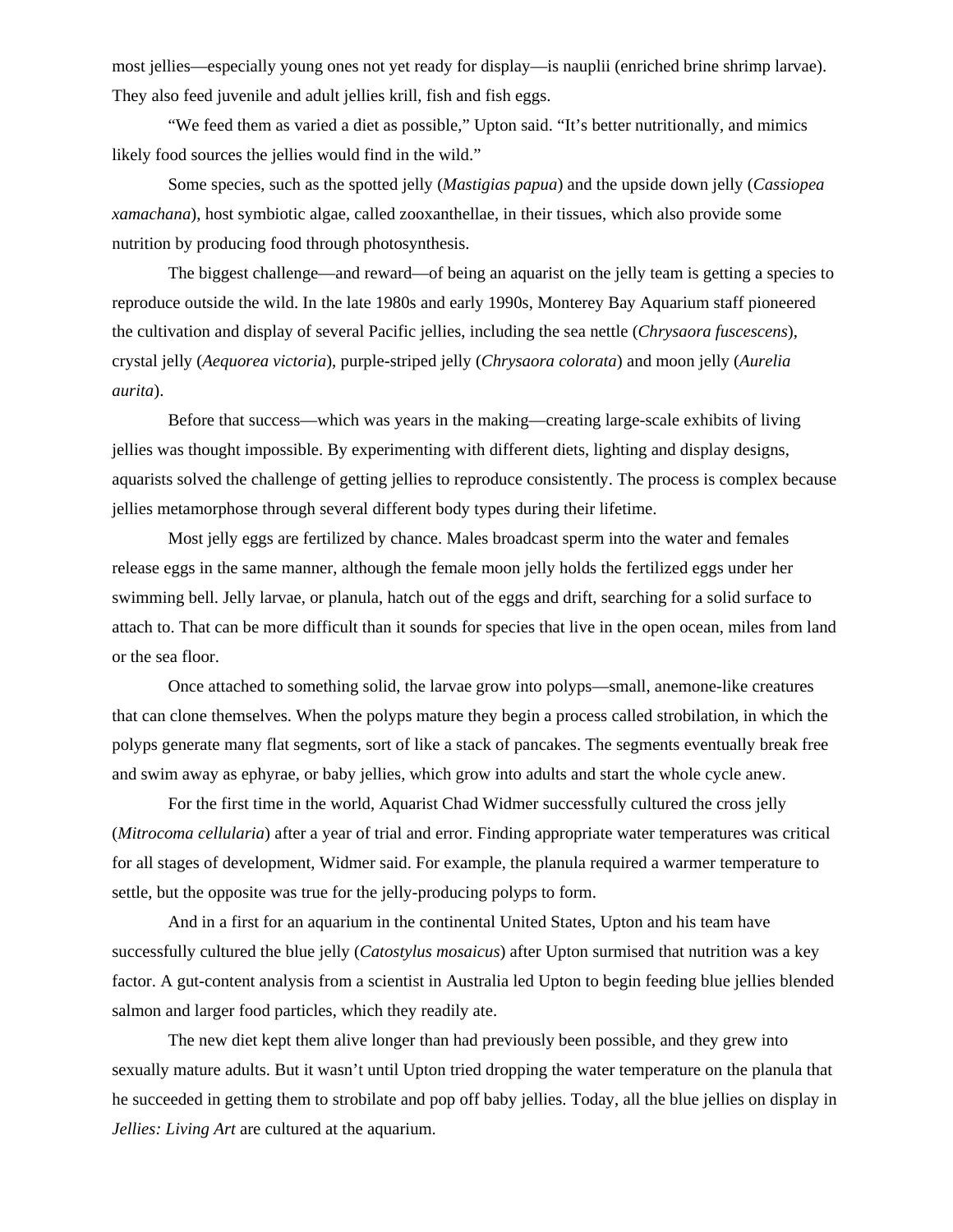most jellies—especially young ones not yet ready for display—is nauplii (enriched brine shrimp larvae). They also feed juvenile and adult jellies krill, fish and fish eggs.

"We feed them as varied a diet as possible," Upton said. "It's better nutritionally, and mimics likely food sources the jellies would find in the wild."

Some species, such as the spotted jelly (*Mastigias papua*) and the upside down jelly (*Cassiopea xamachana*), host symbiotic algae, called zooxanthellae, in their tissues, which also provide some nutrition by producing food through photosynthesis.

The biggest challenge—and reward—of being an aquarist on the jelly team is getting a species to reproduce outside the wild. In the late 1980s and early 1990s, Monterey Bay Aquarium staff pioneered the cultivation and display of several Pacific jellies, including the sea nettle (*Chrysaora fuscescens*), crystal jelly (*Aequorea victoria*), purple-striped jelly (*Chrysaora colorata*) and moon jelly (*Aurelia aurita*).

Before that success—which was years in the making—creating large-scale exhibits of living jellies was thought impossible. By experimenting with different diets, lighting and display designs, aquarists solved the challenge of getting jellies to reproduce consistently. The process is complex because jellies metamorphose through several different body types during their lifetime.

Most jelly eggs are fertilized by chance. Males broadcast sperm into the water and females release eggs in the same manner, although the female moon jelly holds the fertilized eggs under her swimming bell. Jelly larvae, or planula, hatch out of the eggs and drift, searching for a solid surface to attach to. That can be more difficult than it sounds for species that live in the open ocean, miles from land or the sea floor.

Once attached to something solid, the larvae grow into polyps—small, anemone-like creatures that can clone themselves. When the polyps mature they begin a process called strobilation, in which the polyps generate many flat segments, sort of like a stack of pancakes. The segments eventually break free and swim away as ephyrae, or baby jellies, which grow into adults and start the whole cycle anew.

For the first time in the world, Aquarist Chad Widmer successfully cultured the cross jelly (*Mitrocoma cellularia*) after a year of trial and error. Finding appropriate water temperatures was critical for all stages of development, Widmer said. For example, the planula required a warmer temperature to settle, but the opposite was true for the jelly-producing polyps to form.

And in a first for an aquarium in the continental United States, Upton and his team have successfully cultured the blue jelly (*Catostylus mosaicus*) after Upton surmised that nutrition was a key factor. A gut-content analysis from a scientist in Australia led Upton to begin feeding blue jellies blended salmon and larger food particles, which they readily ate.

The new diet kept them alive longer than had previously been possible, and they grew into sexually mature adults. But it wasn't until Upton tried dropping the water temperature on the planula that he succeeded in getting them to strobilate and pop off baby jellies. Today, all the blue jellies on display in *Jellies: Living Art* are cultured at the aquarium.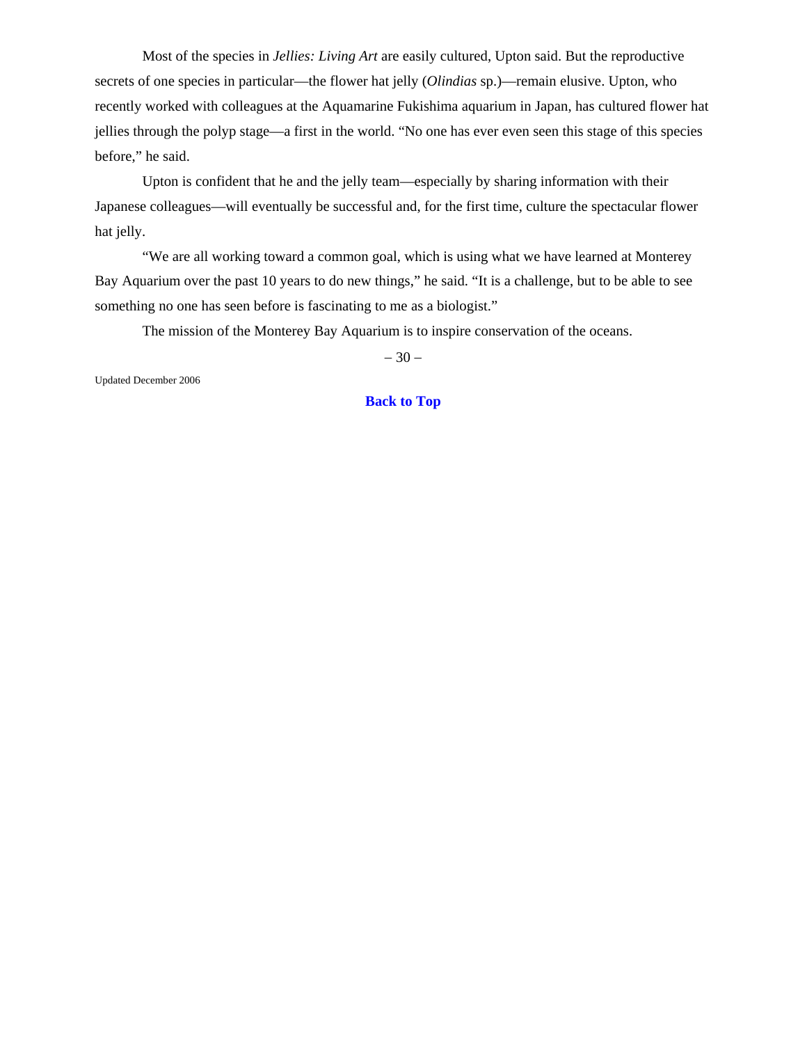Most of the species in *Jellies: Living Art* are easily cultured, Upton said. But the reproductive secrets of one species in particular—the flower hat jelly (*Olindias* sp.)—remain elusive. Upton, who recently worked with colleagues at the Aquamarine Fukishima aquarium in Japan, has cultured flower hat jellies through the polyp stage—a first in the world. "No one has ever even seen this stage of this species before," he said.

Upton is confident that he and the jelly team—especially by sharing information with their Japanese colleagues—will eventually be successful and, for the first time, culture the spectacular flower hat jelly.

"We are all working toward a common goal, which is using what we have learned at Monterey Bay Aquarium over the past 10 years to do new things," he said. "It is a challenge, but to be able to see something no one has seen before is fascinating to me as a biologist."

The mission of the Monterey Bay Aquarium is to inspire conservation of the oceans.

– 30 –

Updated December 2006

**Back to Top**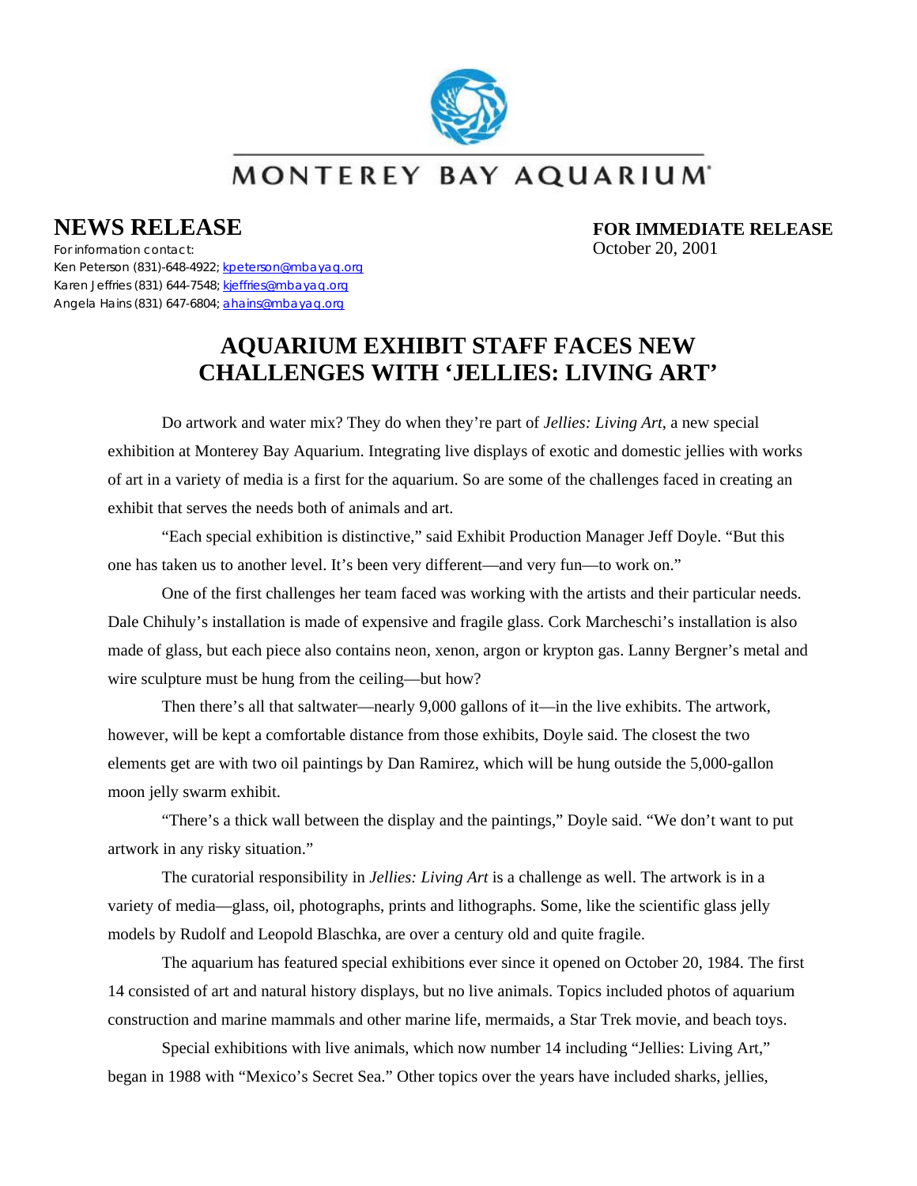MONTEREY BAY AQUARIUM

# NEWS RELEASE

For information contact:
Ken Peterson (831)-648-4922; kpeterson@mbayaq.org
Karen Jeffries (831) 644-7548; kjeffries@mbayaq.org
Angela Hains (831) 647-6804; ahains@mbayaq.org

**FOR IMMEDIATE RELEASE**
October 20, 2001

## AQUARIUM EXHIBIT STAFF FACES NEW CHALLENGES WITH 'JELLIES: LIVING ART'

Do artwork and water mix? They do when they're part of *Jellies: Living Art*, a new special exhibition at Monterey Bay Aquarium. Integrating live displays of exotic and domestic jellies with works of art in a variety of media is a first for the aquarium. So are some of the challenges faced in creating an exhibit that serves the needs both of animals and art.

"Each special exhibition is distinctive," said Exhibit Production Manager Jeff Doyle. "But this one has taken us to another level. It's been very different—and very fun—to work on."

One of the first challenges her team faced was working with the artists and their particular needs. Dale Chihuly's installation is made of expensive and fragile glass. Cork Marcheschi's installation is also made of glass, but each piece also contains neon, xenon, argon or krypton gas. Lanny Bergner's metal and wire sculpture must be hung from the ceiling—but how?

Then there's all that saltwater—nearly 9,000 gallons of it—in the live exhibits. The artwork, however, will be kept a comfortable distance from those exhibits, Doyle said. The closest the two elements get are with two oil paintings by Dan Ramirez, which will be hung outside the 5,000-gallon moon jelly swarm exhibit.

"There's a thick wall between the display and the paintings," Doyle said. "We don't want to put artwork in any risky situation."

The curatorial responsibility in *Jellies: Living Art* is a challenge as well. The artwork is in a variety of media—glass, oil, photographs, prints and lithographs. Some, like the scientific glass jelly models by Rudolf and Leopold Blaschka, are over a century old and quite fragile.

The aquarium has featured special exhibitions ever since it opened on October 20, 1984. The first 14 consisted of art and natural history displays, but no live animals. Topics included photos of aquarium construction and marine mammals and other marine life, mermaids, a Star Trek movie, and beach toys.

Special exhibitions with live animals, which now number 14 including "Jellies: Living Art," began in 1988 with "Mexico's Secret Sea." Other topics over the years have included sharks, jellies,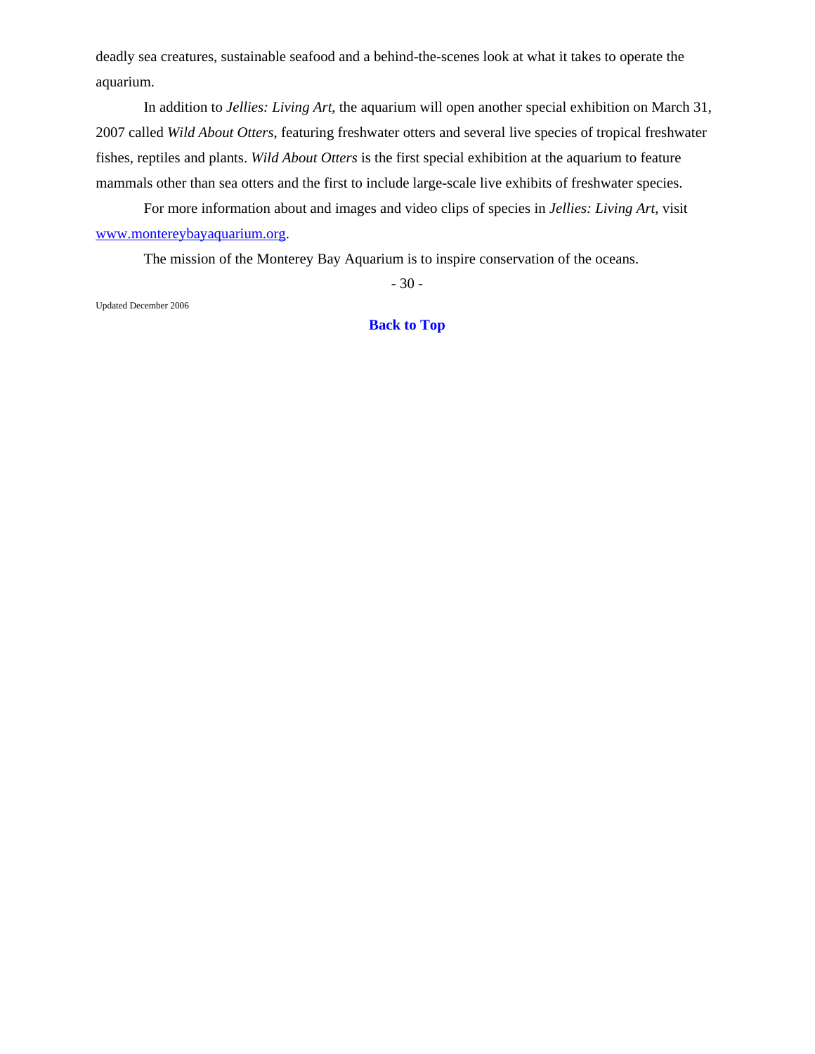deadly sea creatures, sustainable seafood and a behind-the-scenes look at what it takes to operate the aquarium.

In addition to *Jellies: Living Art*, the aquarium will open another special exhibition on March 31, 2007 called *Wild About Otters*, featuring freshwater otters and several live species of tropical freshwater fishes, reptiles and plants. *Wild About Otters* is the first special exhibition at the aquarium to feature mammals other than sea otters and the first to include large-scale live exhibits of freshwater species.

For more information about and images and video clips of species in *Jellies: Living Art*, visit [www.montereybayaquarium.org](http://www.montereybayaquarium.org).

The mission of the Monterey Bay Aquarium is to inspire conservation of the oceans.

- 30 -

Updated December 2006

**Back to Top**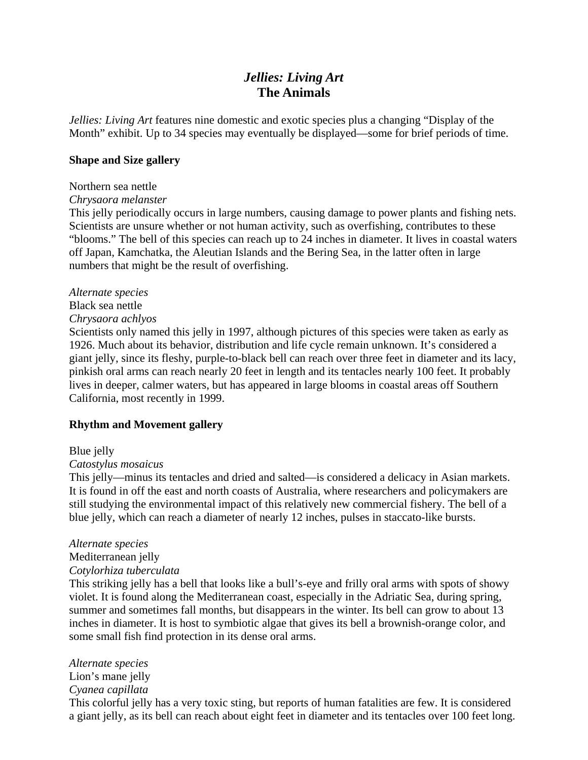# *Jellies: Living Art*
## The Animals

*Jellies: Living Art* features nine domestic and exotic species plus a changing "Display of the Month" exhibit. Up to 34 species may eventually be displayed—some for brief periods of time.

**Shape and Size gallery**

Northern sea nettle
*Chrysaora melanster*
This jelly periodically occurs in large numbers, causing damage to power plants and fishing nets. Scientists are unsure whether or not human activity, such as overfishing, contributes to these "blooms." The bell of this species can reach up to 24 inches in diameter. It lives in coastal waters off Japan, Kamchatka, the Aleutian Islands and the Bering Sea, in the latter often in large numbers that might be the result of overfishing.

*Alternate species*
Black sea nettle
*Chrysaora achlyos*
Scientists only named this jelly in 1997, although pictures of this species were taken as early as 1926. Much about its behavior, distribution and life cycle remain unknown. It's considered a giant jelly, since its fleshy, purple-to-black bell can reach over three feet in diameter and its lacy, pinkish oral arms can reach nearly 20 feet in length and its tentacles nearly 100 feet. It probably lives in deeper, calmer waters, but has appeared in large blooms in coastal areas off Southern California, most recently in 1999.

**Rhythm and Movement gallery**

Blue jelly
*Catostylus mosaicus*
This jelly—minus its tentacles and dried and salted—is considered a delicacy in Asian markets. It is found in off the east and north coasts of Australia, where researchers and policymakers are still studying the environmental impact of this relatively new commercial fishery. The bell of a blue jelly, which can reach a diameter of nearly 12 inches, pulses in staccato-like bursts.

*Alternate species*
Mediterranean jelly
*Cotylorhiza tuberculata*
This striking jelly has a bell that looks like a bull's-eye and frilly oral arms with spots of showy violet. It is found along the Mediterranean coast, especially in the Adriatic Sea, during spring, summer and sometimes fall months, but disappears in the winter. Its bell can grow to about 13 inches in diameter. It is host to symbiotic algae that gives its bell a brownish-orange color, and some small fish find protection in its dense oral arms.

*Alternate species*
Lion's mane jelly
*Cyanea capillata*
This colorful jelly has a very toxic sting, but reports of human fatalities are few. It is considered a giant jelly, as its bell can reach about eight feet in diameter and its tentacles over 100 feet long.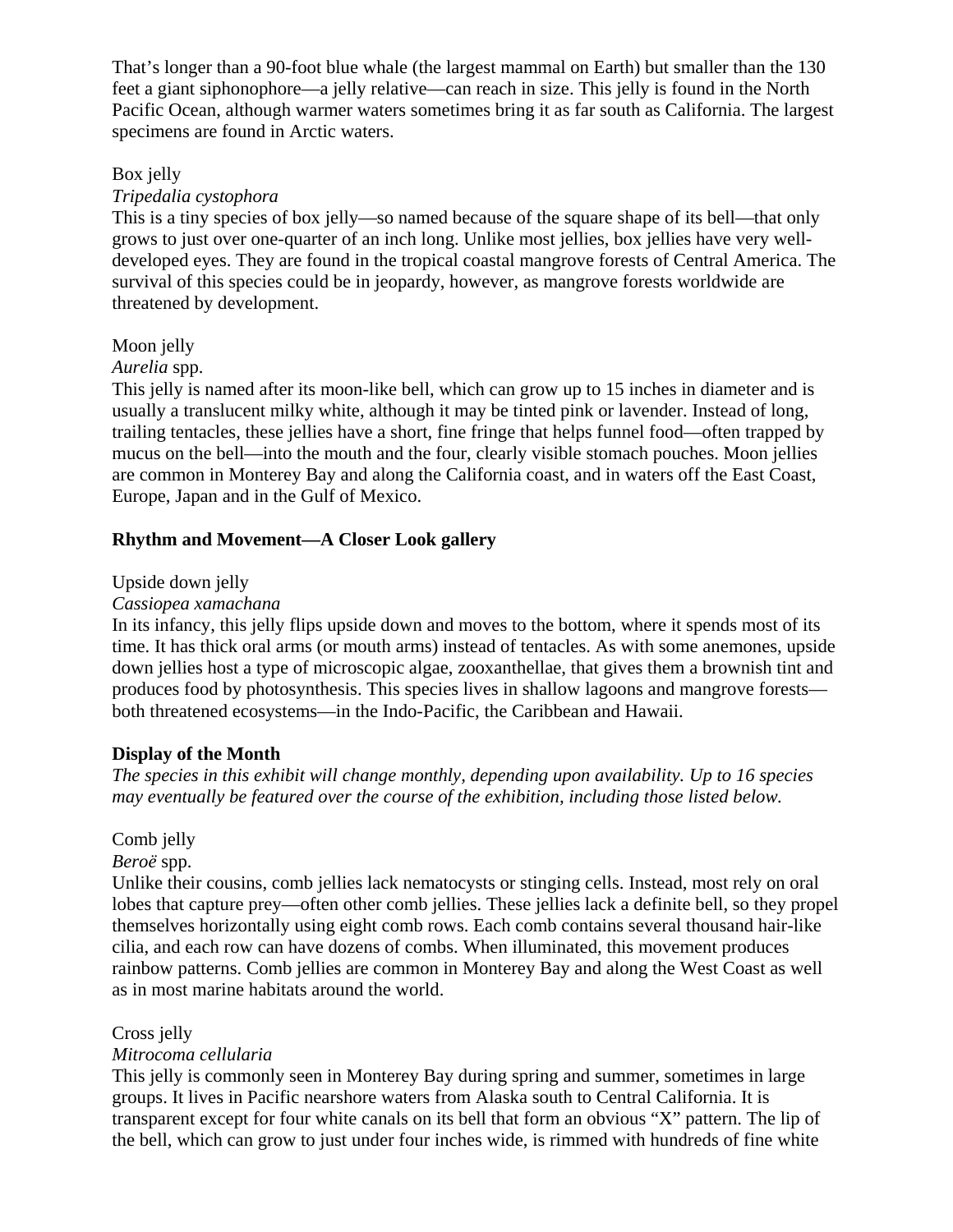That's longer than a 90-foot blue whale (the largest mammal on Earth) but smaller than the 130 feet a giant siphonophore—a jelly relative—can reach in size. This jelly is found in the North Pacific Ocean, although warmer waters sometimes bring it as far south as California. The largest specimens are found in Arctic waters.

Box jelly
*Tripedalia cystophora*
This is a tiny species of box jelly—so named because of the square shape of its bell—that only grows to just over one-quarter of an inch long. Unlike most jellies, box jellies have very well-developed eyes. They are found in the tropical coastal mangrove forests of Central America. The survival of this species could be in jeopardy, however, as mangrove forests worldwide are threatened by development.

Moon jelly
*Aurelia* spp.
This jelly is named after its moon-like bell, which can grow up to 15 inches in diameter and is usually a translucent milky white, although it may be tinted pink or lavender. Instead of long, trailing tentacles, these jellies have a short, fine fringe that helps funnel food—often trapped by mucus on the bell—into the mouth and the four, clearly visible stomach pouches. Moon jellies are common in Monterey Bay and along the California coast, and in waters off the East Coast, Europe, Japan and in the Gulf of Mexico.

**Rhythm and Movement—A Closer Look gallery**

Upside down jelly
*Cassiopea xamachana*
In its infancy, this jelly flips upside down and moves to the bottom, where it spends most of its time. It has thick oral arms (or mouth arms) instead of tentacles. As with some anemones, upside down jellies host a type of microscopic algae, zooxanthellae, that gives them a brownish tint and produces food by photosynthesis. This species lives in shallow lagoons and mangrove forests—both threatened ecosystems—in the Indo-Pacific, the Caribbean and Hawaii.

**Display of the Month**

*The species in this exhibit will change monthly, depending upon availability. Up to 16 species may eventually be featured over the course of the exhibition, including those listed below.*

Comb jelly
*Beroë* spp.
Unlike their cousins, comb jellies lack nematocysts or stinging cells. Instead, most rely on oral lobes that capture prey—often other comb jellies. These jellies lack a definite bell, so they propel themselves horizontally using eight comb rows. Each comb contains several thousand hair-like cilia, and each row can have dozens of combs. When illuminated, this movement produces rainbow patterns. Comb jellies are common in Monterey Bay and along the West Coast as well as in most marine habitats around the world.

Cross jelly
*Mitrocoma cellularia*
This jelly is commonly seen in Monterey Bay during spring and summer, sometimes in large groups. It lives in Pacific nearshore waters from Alaska south to Central California. It is transparent except for four white canals on its bell that form an obvious "X" pattern. The lip of the bell, which can grow to just under four inches wide, is rimmed with hundreds of fine white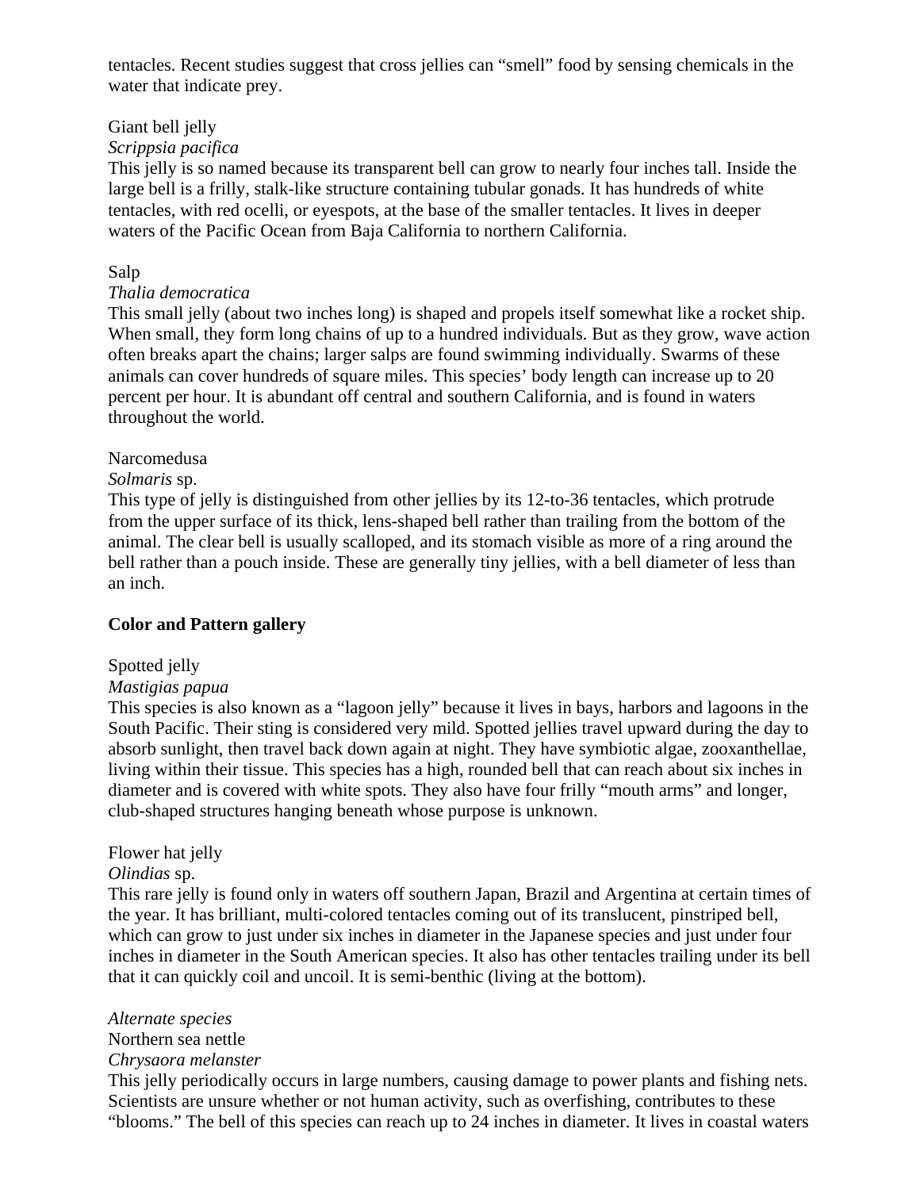tentacles. Recent studies suggest that cross jellies can "smell" food by sensing chemicals in the water that indicate prey.

Giant bell jelly
*Scrippsia pacifica*
This jelly is so named because its transparent bell can grow to nearly four inches tall. Inside the large bell is a frilly, stalk-like structure containing tubular gonads. It has hundreds of white tentacles, with red ocelli, or eyespots, at the base of the smaller tentacles. It lives in deeper waters of the Pacific Ocean from Baja California to northern California.

Salp
*Thalia democratica*
This small jelly (about two inches long) is shaped and propels itself somewhat like a rocket ship. When small, they form long chains of up to a hundred individuals. But as they grow, wave action often breaks apart the chains; larger salps are found swimming individually. Swarms of these animals can cover hundreds of square miles. This species' body length can increase up to 20 percent per hour. It is abundant off central and southern California, and is found in waters throughout the world.

Narcomedusa
*Solmaris* sp.
This type of jelly is distinguished from other jellies by its 12-to-36 tentacles, which protrude from the upper surface of its thick, lens-shaped bell rather than trailing from the bottom of the animal. The clear bell is usually scalloped, and its stomach visible as more of a ring around the bell rather than a pouch inside. These are generally tiny jellies, with a bell diameter of less than an inch.

**Color and Pattern gallery**

Spotted jelly
*Mastigias papua*
This species is also known as a "lagoon jelly" because it lives in bays, harbors and lagoons in the South Pacific. Their sting is considered very mild. Spotted jellies travel upward during the day to absorb sunlight, then travel back down again at night. They have symbiotic algae, zooxanthellae, living within their tissue. This species has a high, rounded bell that can reach about six inches in diameter and is covered with white spots. They also have four frilly "mouth arms" and longer, club-shaped structures hanging beneath whose purpose is unknown.

Flower hat jelly
*Olindias* sp.
This rare jelly is found only in waters off southern Japan, Brazil and Argentina at certain times of the year. It has brilliant, multi-colored tentacles coming out of its translucent, pinstriped bell, which can grow to just under six inches in diameter in the Japanese species and just under four inches in diameter in the South American species. It also has other tentacles trailing under its bell that it can quickly coil and uncoil. It is semi-benthic (living at the bottom).

*Alternate species*
Northern sea nettle
*Chrysaora melanster*
This jelly periodically occurs in large numbers, causing damage to power plants and fishing nets. Scientists are unsure whether or not human activity, such as overfishing, contributes to these "blooms." The bell of this species can reach up to 24 inches in diameter. It lives in coastal waters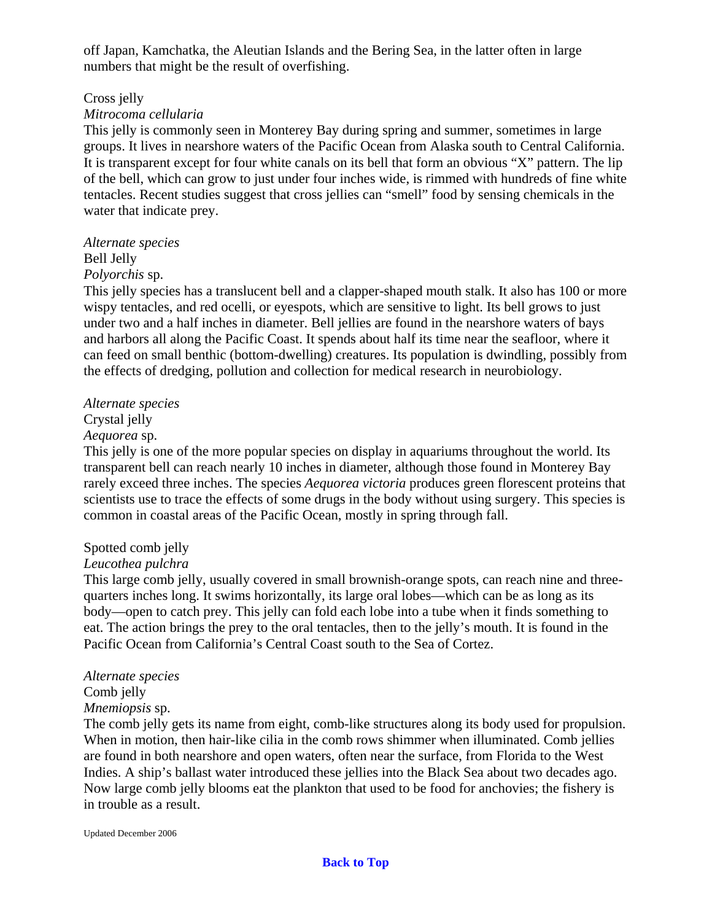off Japan, Kamchatka, the Aleutian Islands and the Bering Sea, in the latter often in large numbers that might be the result of overfishing.

Cross jelly
*Mitrocoma cellularia*
This jelly is commonly seen in Monterey Bay during spring and summer, sometimes in large groups. It lives in nearshore waters of the Pacific Ocean from Alaska south to Central California. It is transparent except for four white canals on its bell that form an obvious "X" pattern. The lip of the bell, which can grow to just under four inches wide, is rimmed with hundreds of fine white tentacles. Recent studies suggest that cross jellies can "smell" food by sensing chemicals in the water that indicate prey.

*Alternate species*
Bell Jelly
*Polyorchis* sp.
This jelly species has a translucent bell and a clapper-shaped mouth stalk. It also has 100 or more wispy tentacles, and red ocelli, or eyespots, which are sensitive to light. Its bell grows to just under two and a half inches in diameter. Bell jellies are found in the nearshore waters of bays and harbors all along the Pacific Coast. It spends about half its time near the seafloor, where it can feed on small benthic (bottom-dwelling) creatures. Its population is dwindling, possibly from the effects of dredging, pollution and collection for medical research in neurobiology.

*Alternate species*
Crystal jelly
*Aequorea* sp.
This jelly is one of the more popular species on display in aquariums throughout the world. Its transparent bell can reach nearly 10 inches in diameter, although those found in Monterey Bay rarely exceed three inches. The species *Aequorea victoria* produces green florescent proteins that scientists use to trace the effects of some drugs in the body without using surgery. This species is common in coastal areas of the Pacific Ocean, mostly in spring through fall.

Spotted comb jelly
*Leucothea pulchra*
This large comb jelly, usually covered in small brownish-orange spots, can reach nine and three-quarters inches long. It swims horizontally, its large oral lobes—which can be as long as its body—open to catch prey. This jelly can fold each lobe into a tube when it finds something to eat. The action brings the prey to the oral tentacles, then to the jelly's mouth. It is found in the Pacific Ocean from California's Central Coast south to the Sea of Cortez.

*Alternate species*
Comb jelly
*Mnemiopsis* sp.
The comb jelly gets its name from eight, comb-like structures along its body used for propulsion. When in motion, then hair-like cilia in the comb rows shimmer when illuminated. Comb jellies are found in both nearshore and open waters, often near the surface, from Florida to the West Indies. A ship's ballast water introduced these jellies into the Black Sea about two decades ago. Now large comb jelly blooms eat the plankton that used to be food for anchovies; the fishery is in trouble as a result.

Updated December 2006

**Back to Top**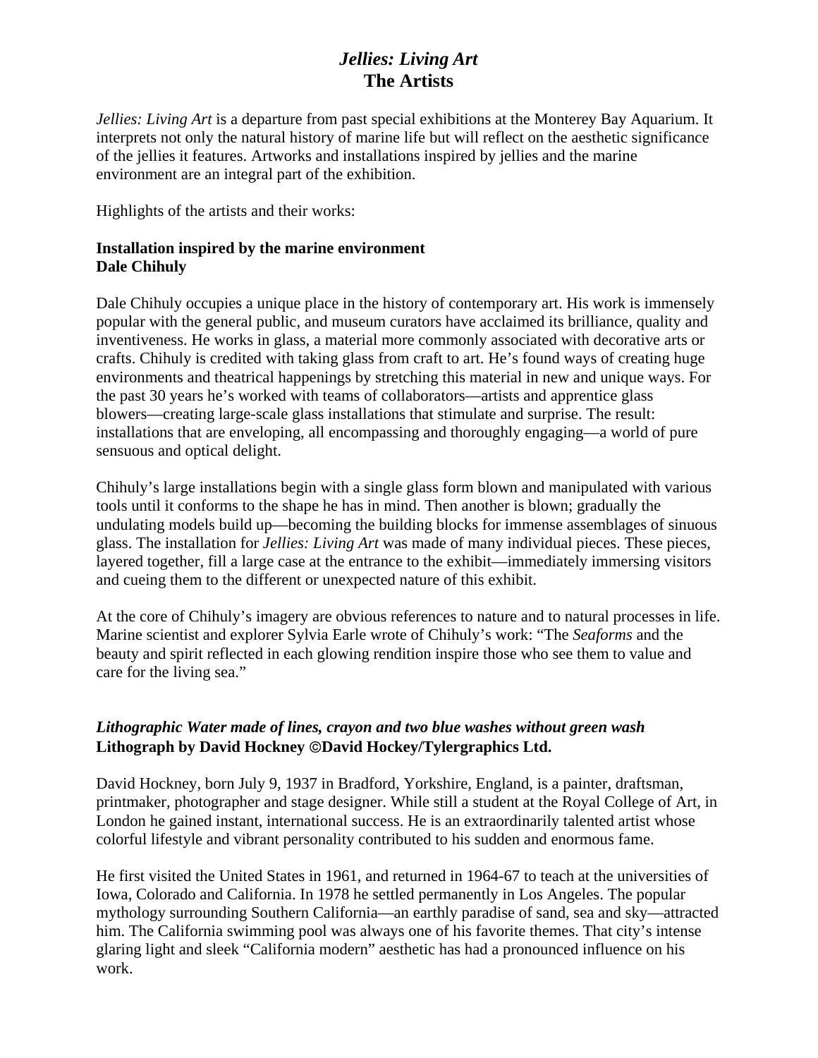# *Jellies: Living Art*
# The Artists

*Jellies: Living Art* is a departure from past special exhibitions at the Monterey Bay Aquarium. It interprets not only the natural history of marine life but will reflect on the aesthetic significance of the jellies it features. Artworks and installations inspired by jellies and the marine environment are an integral part of the exhibition.

Highlights of the artists and their works:

**Installation inspired by the marine environment**
**Dale Chihuly**

Dale Chihuly occupies a unique place in the history of contemporary art. His work is immensely popular with the general public, and museum curators have acclaimed its brilliance, quality and inventiveness. He works in glass, a material more commonly associated with decorative arts or crafts. Chihuly is credited with taking glass from craft to art. He's found ways of creating huge environments and theatrical happenings by stretching this material in new and unique ways. For the past 30 years he's worked with teams of collaborators—artists and apprentice glass blowers—creating large-scale glass installations that stimulate and surprise. The result: installations that are enveloping, all encompassing and thoroughly engaging—a world of pure sensuous and optical delight.

Chihuly's large installations begin with a single glass form blown and manipulated with various tools until it conforms to the shape he has in mind. Then another is blown; gradually the undulating models build up—becoming the building blocks for immense assemblages of sinuous glass. The installation for *Jellies: Living Art* was made of many individual pieces. These pieces, layered together, fill a large case at the entrance to the exhibit—immediately immersing visitors and cueing them to the different or unexpected nature of this exhibit.

At the core of Chihuly's imagery are obvious references to nature and to natural processes in life. Marine scientist and explorer Sylvia Earle wrote of Chihuly's work: "The *Seaforms* and the beauty and spirit reflected in each glowing rendition inspire those who see them to value and care for the living sea."

***Lithographic Water made of lines, crayon and two blue washes without green wash***
**Lithograph by David Hockney ©David Hockey/Tylergraphics Ltd.**

David Hockney, born July 9, 1937 in Bradford, Yorkshire, England, is a painter, draftsman, printmaker, photographer and stage designer. While still a student at the Royal College of Art, in London he gained instant, international success. He is an extraordinarily talented artist whose colorful lifestyle and vibrant personality contributed to his sudden and enormous fame.

He first visited the United States in 1961, and returned in 1964-67 to teach at the universities of Iowa, Colorado and California. In 1978 he settled permanently in Los Angeles. The popular mythology surrounding Southern California—an earthly paradise of sand, sea and sky—attracted him. The California swimming pool was always one of his favorite themes. That city's intense glaring light and sleek "California modern" aesthetic has had a pronounced influence on his work.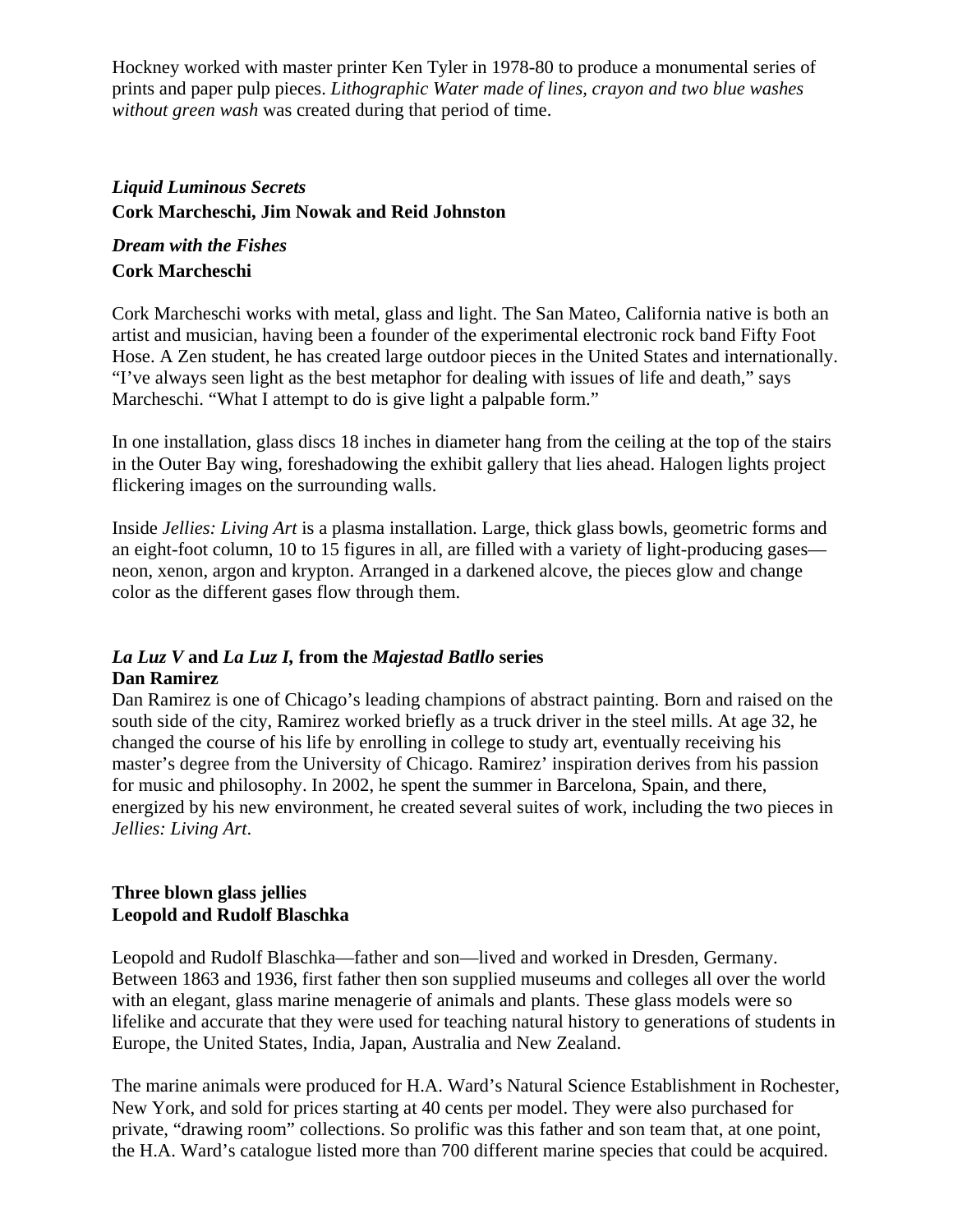Hockney worked with master printer Ken Tyler in 1978-80 to produce a monumental series of prints and paper pulp pieces. *Lithographic Water made of lines, crayon and two blue washes without green wash* was created during that period of time.

***Liquid Luminous Secrets***
**Cork Marcheschi, Jim Nowak and Reid Johnston**

***Dream with the Fishes***
**Cork Marcheschi**

Cork Marcheschi works with metal, glass and light. The San Mateo, California native is both an artist and musician, having been a founder of the experimental electronic rock band Fifty Foot Hose. A Zen student, he has created large outdoor pieces in the United States and internationally. "I've always seen light as the best metaphor for dealing with issues of life and death," says Marcheschi. "What I attempt to do is give light a palpable form."

In one installation, glass discs 18 inches in diameter hang from the ceiling at the top of the stairs in the Outer Bay wing, foreshadowing the exhibit gallery that lies ahead. Halogen lights project flickering images on the surrounding walls.

Inside *Jellies: Living Art* is a plasma installation. Large, thick glass bowls, geometric forms and an eight-foot column, 10 to 15 figures in all, are filled with a variety of light-producing gases—neon, xenon, argon and krypton. Arranged in a darkened alcove, the pieces glow and change color as the different gases flow through them.

***La Luz V* and *La Luz I,* from the *Majestad Batllo* series**
**Dan Ramirez**

Dan Ramirez is one of Chicago's leading champions of abstract painting. Born and raised on the south side of the city, Ramirez worked briefly as a truck driver in the steel mills. At age 32, he changed the course of his life by enrolling in college to study art, eventually receiving his master's degree from the University of Chicago. Ramirez' inspiration derives from his passion for music and philosophy. In 2002, he spent the summer in Barcelona, Spain, and there, energized by his new environment, he created several suites of work, including the two pieces in *Jellies: Living Art*.

**Three blown glass jellies**
**Leopold and Rudolf Blaschka**

Leopold and Rudolf Blaschka—father and son—lived and worked in Dresden, Germany. Between 1863 and 1936, first father then son supplied museums and colleges all over the world with an elegant, glass marine menagerie of animals and plants. These glass models were so lifelike and accurate that they were used for teaching natural history to generations of students in Europe, the United States, India, Japan, Australia and New Zealand.

The marine animals were produced for H.A. Ward's Natural Science Establishment in Rochester, New York, and sold for prices starting at 40 cents per model. They were also purchased for private, "drawing room" collections. So prolific was this father and son team that, at one point, the H.A. Ward's catalogue listed more than 700 different marine species that could be acquired.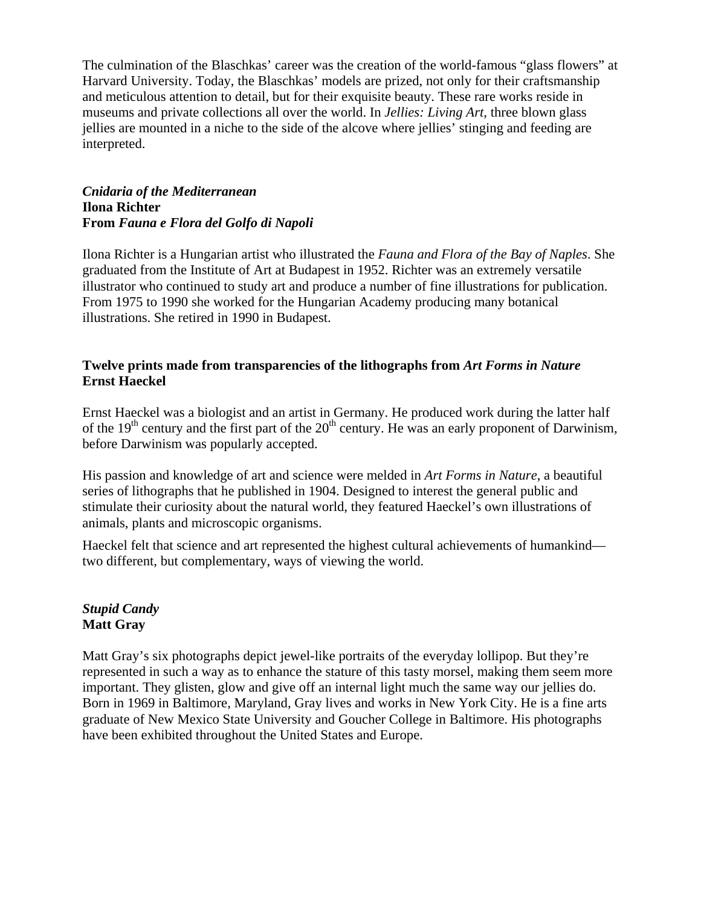The culmination of the Blaschkas' career was the creation of the world-famous "glass flowers" at Harvard University. Today, the Blaschkas' models are prized, not only for their craftsmanship and meticulous attention to detail, but for their exquisite beauty. These rare works reside in museums and private collections all over the world. In *Jellies: Living Art*, three blown glass jellies are mounted in a niche to the side of the alcove where jellies' stinging and feeding are interpreted.

***Cnidaria of the Mediterranean***
**Ilona Richter**
**From *Fauna e Flora del Golfo di Napoli***

Ilona Richter is a Hungarian artist who illustrated the *Fauna and Flora of the Bay of Naples*. She graduated from the Institute of Art at Budapest in 1952. Richter was an extremely versatile illustrator who continued to study art and produce a number of fine illustrations for publication. From 1975 to 1990 she worked for the Hungarian Academy producing many botanical illustrations. She retired in 1990 in Budapest.

**Twelve prints made from transparencies of the lithographs from *Art Forms in Nature***
**Ernst Haeckel**

Ernst Haeckel was a biologist and an artist in Germany. He produced work during the latter half of the 19th century and the first part of the 20th century. He was an early proponent of Darwinism, before Darwinism was popularly accepted.

His passion and knowledge of art and science were melded in *Art Forms in Nature*, a beautiful series of lithographs that he published in 1904. Designed to interest the general public and stimulate their curiosity about the natural world, they featured Haeckel's own illustrations of animals, plants and microscopic organisms.

Haeckel felt that science and art represented the highest cultural achievements of humankind—two different, but complementary, ways of viewing the world.

***Stupid Candy***
**Matt Gray**

Matt Gray's six photographs depict jewel-like portraits of the everyday lollipop. But they're represented in such a way as to enhance the stature of this tasty morsel, making them seem more important. They glisten, glow and give off an internal light much the same way our jellies do. Born in 1969 in Baltimore, Maryland, Gray lives and works in New York City. He is a fine arts graduate of New Mexico State University and Goucher College in Baltimore. His photographs have been exhibited throughout the United States and Europe.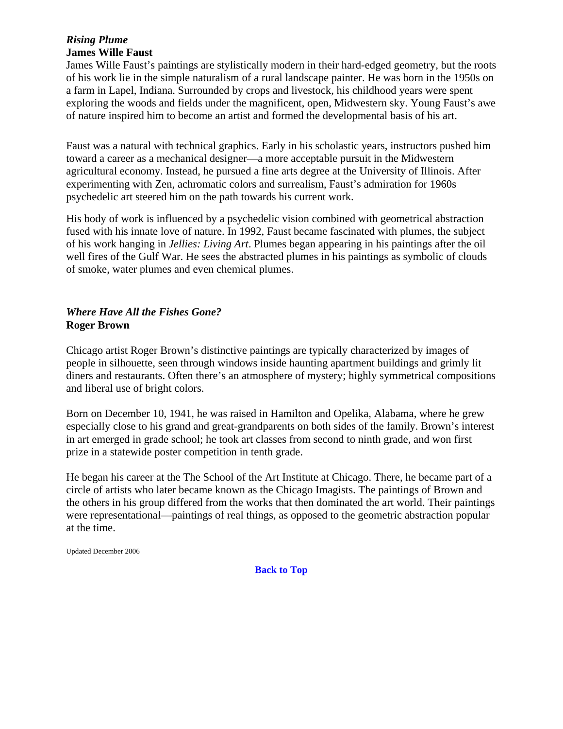### *Rising Plume*
**James Wille Faust**

James Wille Faust's paintings are stylistically modern in their hard-edged geometry, but the roots of his work lie in the simple naturalism of a rural landscape painter. He was born in the 1950s on a farm in Lapel, Indiana. Surrounded by crops and livestock, his childhood years were spent exploring the woods and fields under the magnificent, open, Midwestern sky. Young Faust's awe of nature inspired him to become an artist and formed the developmental basis of his art.

Faust was a natural with technical graphics. Early in his scholastic years, instructors pushed him toward a career as a mechanical designer—a more acceptable pursuit in the Midwestern agricultural economy. Instead, he pursued a fine arts degree at the University of Illinois. After experimenting with Zen, achromatic colors and surrealism, Faust's admiration for 1960s psychedelic art steered him on the path towards his current work.

His body of work is influenced by a psychedelic vision combined with geometrical abstraction fused with his innate love of nature. In 1992, Faust became fascinated with plumes, the subject of his work hanging in *Jellies: Living Art*. Plumes began appearing in his paintings after the oil well fires of the Gulf War. He sees the abstracted plumes in his paintings as symbolic of clouds of smoke, water plumes and even chemical plumes.

### *Where Have All the Fishes Gone?*
**Roger Brown**

Chicago artist Roger Brown's distinctive paintings are typically characterized by images of people in silhouette, seen through windows inside haunting apartment buildings and grimly lit diners and restaurants. Often there's an atmosphere of mystery; highly symmetrical compositions and liberal use of bright colors.

Born on December 10, 1941, he was raised in Hamilton and Opelika, Alabama, where he grew especially close to his grand and great-grandparents on both sides of the family. Brown's interest in art emerged in grade school; he took art classes from second to ninth grade, and won first prize in a statewide poster competition in tenth grade.

He began his career at the The School of the Art Institute at Chicago. There, he became part of a circle of artists who later became known as the Chicago Imagists. The paintings of Brown and the others in his group differed from the works that then dominated the art world. Their paintings were representational—paintings of real things, as opposed to the geometric abstraction popular at the time.

Updated December 2006

**Back to Top**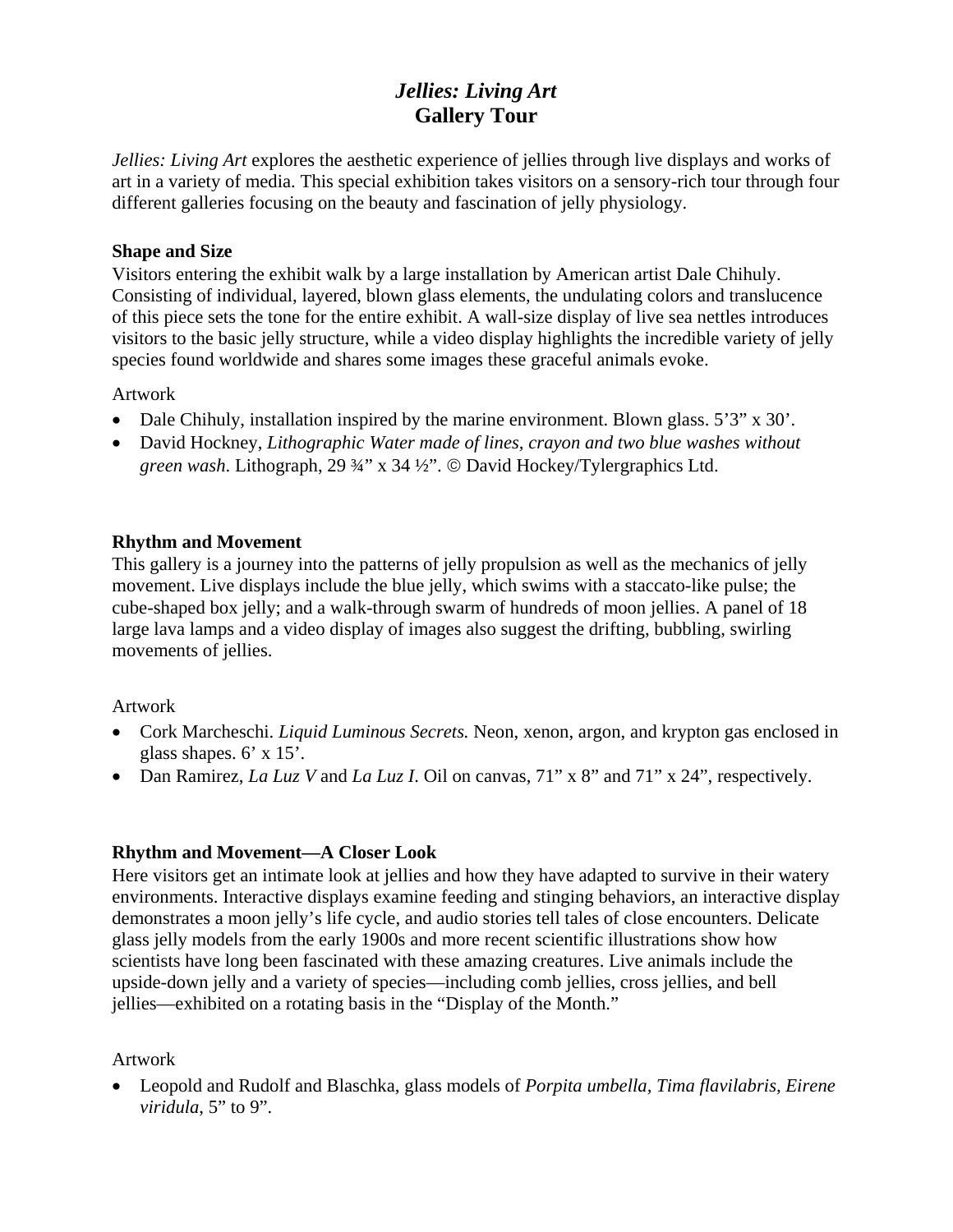# *Jellies: Living Art*
## Gallery Tour

*Jellies: Living Art* explores the aesthetic experience of jellies through live displays and works of art in a variety of media. This special exhibition takes visitors on a sensory-rich tour through four different galleries focusing on the beauty and fascination of jelly physiology.

### Shape and Size

Visitors entering the exhibit walk by a large installation by American artist Dale Chihuly. Consisting of individual, layered, blown glass elements, the undulating colors and translucence of this piece sets the tone for the entire exhibit. A wall-size display of live sea nettles introduces visitors to the basic jelly structure, while a video display highlights the incredible variety of jelly species found worldwide and shares some images these graceful animals evoke.

Artwork

- Dale Chihuly, installation inspired by the marine environment. Blown glass. 5'3" x 30'.
- David Hockney, *Lithographic Water made of lines, crayon and two blue washes without green wash*. Lithograph, 29 ¾" x 34 ½". © David Hockey/Tylergraphics Ltd.

### Rhythm and Movement

This gallery is a journey into the patterns of jelly propulsion as well as the mechanics of jelly movement. Live displays include the blue jelly, which swims with a staccato-like pulse; the cube-shaped box jelly; and a walk-through swarm of hundreds of moon jellies. A panel of 18 large lava lamps and a video display of images also suggest the drifting, bubbling, swirling movements of jellies.

Artwork

- Cork Marcheschi. *Liquid Luminous Secrets.* Neon, xenon, argon, and krypton gas enclosed in glass shapes. 6' x 15'.
- Dan Ramirez, *La Luz V* and *La Luz I.* Oil on canvas, 71" x 8" and 71" x 24", respectively.

### Rhythm and Movement—A Closer Look

Here visitors get an intimate look at jellies and how they have adapted to survive in their watery environments. Interactive displays examine feeding and stinging behaviors, an interactive display demonstrates a moon jelly's life cycle, and audio stories tell tales of close encounters. Delicate glass jelly models from the early 1900s and more recent scientific illustrations show how scientists have long been fascinated with these amazing creatures. Live animals include the upside-down jelly and a variety of species—including comb jellies, cross jellies, and bell jellies—exhibited on a rotating basis in the "Display of the Month."

Artwork

- Leopold and Rudolf and Blaschka, glass models of *Porpita umbella, Tima flavilabris, Eirene viridula*, 5" to 9".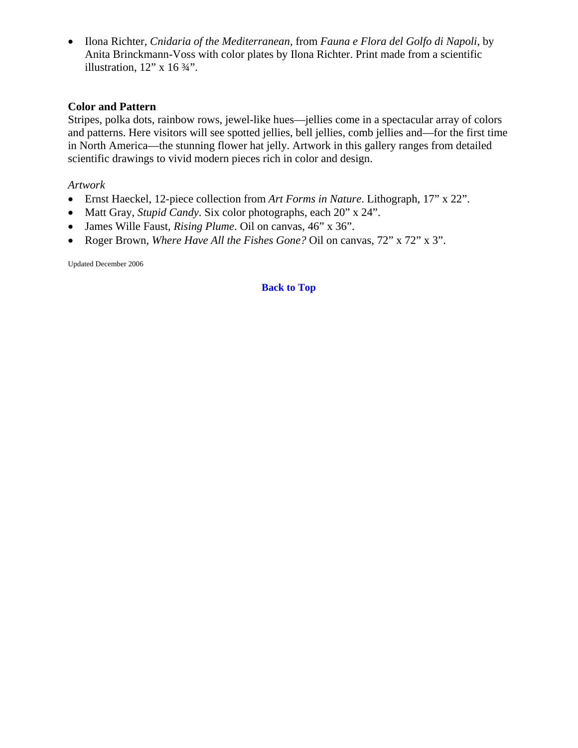- Ilona Richter, *Cnidaria of the Mediterranean*, from *Fauna e Flora del Golfo di Napoli*, by Anita Brinckmann-Voss with color plates by Ilona Richter. Print made from a scientific illustration, 12” x 16 ¾”.

**Color and Pattern**

Stripes, polka dots, rainbow rows, jewel-like hues—jellies come in a spectacular array of colors and patterns. Here visitors will see spotted jellies, bell jellies, comb jellies and—for the first time in North America—the stunning flower hat jelly. Artwork in this gallery ranges from detailed scientific drawings to vivid modern pieces rich in color and design.

*Artwork*

- Ernst Haeckel, 12-piece collection from *Art Forms in Nature*. Lithograph, 17” x 22”.
- Matt Gray, *Stupid Candy*. Six color photographs, each 20” x 24”.
- James Wille Faust, *Rising Plume*. Oil on canvas, 46” x 36”.
- Roger Brown, *Where Have All the Fishes Gone?* Oil on canvas, 72” x 72” x 3”.

Updated December 2006

**Back to Top**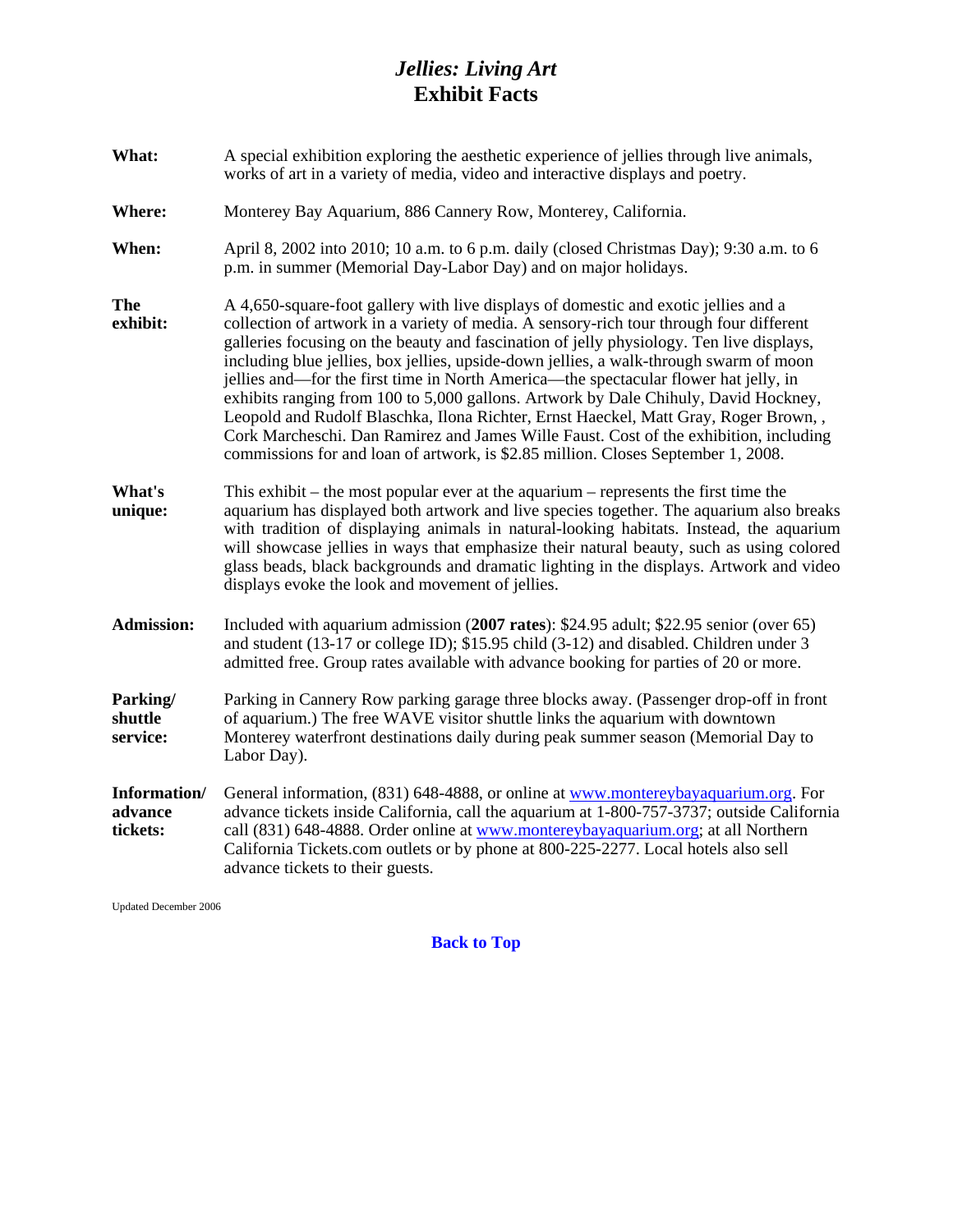# *Jellies: Living Art*
## Exhibit Facts

**What:** A special exhibition exploring the aesthetic experience of jellies through live animals, works of art in a variety of media, video and interactive displays and poetry.

**Where:** Monterey Bay Aquarium, 886 Cannery Row, Monterey, California.

**When:** April 8, 2002 into 2010; 10 a.m. to 6 p.m. daily (closed Christmas Day); 9:30 a.m. to 6 p.m. in summer (Memorial Day-Labor Day) and on major holidays.

**The exhibit:** A 4,650-square-foot gallery with live displays of domestic and exotic jellies and a collection of artwork in a variety of media. A sensory-rich tour through four different galleries focusing on the beauty and fascination of jelly physiology. Ten live displays, including blue jellies, box jellies, upside-down jellies, a walk-through swarm of moon jellies and—for the first time in North America—the spectacular flower hat jelly, in exhibits ranging from 100 to 5,000 gallons. Artwork by Dale Chihuly, David Hockney, Leopold and Rudolf Blaschka, Ilona Richter, Ernst Haeckel, Matt Gray, Roger Brown, , Cork Marcheschi. Dan Ramirez and James Wille Faust. Cost of the exhibition, including commissions for and loan of artwork, is $2.85 million. Closes September 1, 2008.

**What's unique:** This exhibit – the most popular ever at the aquarium – represents the first time the aquarium has displayed both artwork and live species together. The aquarium also breaks with tradition of displaying animals in natural-looking habitats. Instead, the aquarium will showcase jellies in ways that emphasize their natural beauty, such as using colored glass beads, black backgrounds and dramatic lighting in the displays. Artwork and video displays evoke the look and movement of jellies.

**Admission:** Included with aquarium admission (**2007 rates**): $24.95 adult; $22.95 senior (over 65) and student (13-17 or college ID); $15.95 child (3-12) and disabled. Children under 3 admitted free. Group rates available with advance booking for parties of 20 or more.

**Parking/ shuttle service:** Parking in Cannery Row parking garage three blocks away. (Passenger drop-off in front of aquarium.) The free WAVE visitor shuttle links the aquarium with downtown Monterey waterfront destinations daily during peak summer season (Memorial Day to Labor Day).

**Information/ advance tickets:** General information, (831) 648-4888, or online at [www.montereybayaquarium.org](http://www.montereybayaquarium.org). For advance tickets inside California, call the aquarium at 1-800-757-3737; outside California call (831) 648-4888. Order online at [www.montereybayaquarium.org](http://www.montereybayaquarium.org); at all Northern California Tickets.com outlets or by phone at 800-225-2277. Local hotels also sell advance tickets to their guests.

Updated December 2006

**Back to Top**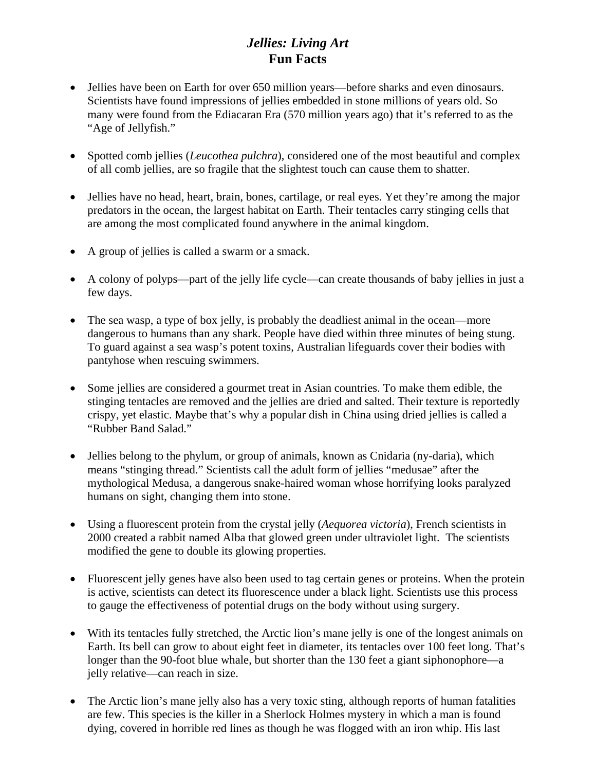# *Jellies: Living Art*
## Fun Facts

- Jellies have been on Earth for over 650 million years—before sharks and even dinosaurs. Scientists have found impressions of jellies embedded in stone millions of years old. So many were found from the Ediacaran Era (570 million years ago) that it's referred to as the "Age of Jellyfish."

- Spotted comb jellies (*Leucothea pulchra*), considered one of the most beautiful and complex of all comb jellies, are so fragile that the slightest touch can cause them to shatter.

- Jellies have no head, heart, brain, bones, cartilage, or real eyes. Yet they're among the major predators in the ocean, the largest habitat on Earth. Their tentacles carry stinging cells that are among the most complicated found anywhere in the animal kingdom.

- A group of jellies is called a swarm or a smack.

- A colony of polyps—part of the jelly life cycle—can create thousands of baby jellies in just a few days.

- The sea wasp, a type of box jelly, is probably the deadliest animal in the ocean—more dangerous to humans than any shark. People have died within three minutes of being stung. To guard against a sea wasp's potent toxins, Australian lifeguards cover their bodies with pantyhose when rescuing swimmers.

- Some jellies are considered a gourmet treat in Asian countries. To make them edible, the stinging tentacles are removed and the jellies are dried and salted. Their texture is reportedly crispy, yet elastic. Maybe that's why a popular dish in China using dried jellies is called a "Rubber Band Salad."

- Jellies belong to the phylum, or group of animals, known as Cnidaria (ny-daria), which means "stinging thread." Scientists call the adult form of jellies "medusae" after the mythological Medusa, a dangerous snake-haired woman whose horrifying looks paralyzed humans on sight, changing them into stone.

- Using a fluorescent protein from the crystal jelly (*Aequorea victoria*), French scientists in 2000 created a rabbit named Alba that glowed green under ultraviolet light. The scientists modified the gene to double its glowing properties.

- Fluorescent jelly genes have also been used to tag certain genes or proteins. When the protein is active, scientists can detect its fluorescence under a black light. Scientists use this process to gauge the effectiveness of potential drugs on the body without using surgery.

- With its tentacles fully stretched, the Arctic lion's mane jelly is one of the longest animals on Earth. Its bell can grow to about eight feet in diameter, its tentacles over 100 feet long. That's longer than the 90-foot blue whale, but shorter than the 130 feet a giant siphonophore—a jelly relative—can reach in size.

- The Arctic lion's mane jelly also has a very toxic sting, although reports of human fatalities are few. This species is the killer in a Sherlock Holmes mystery in which a man is found dying, covered in horrible red lines as though he was flogged with an iron whip. His last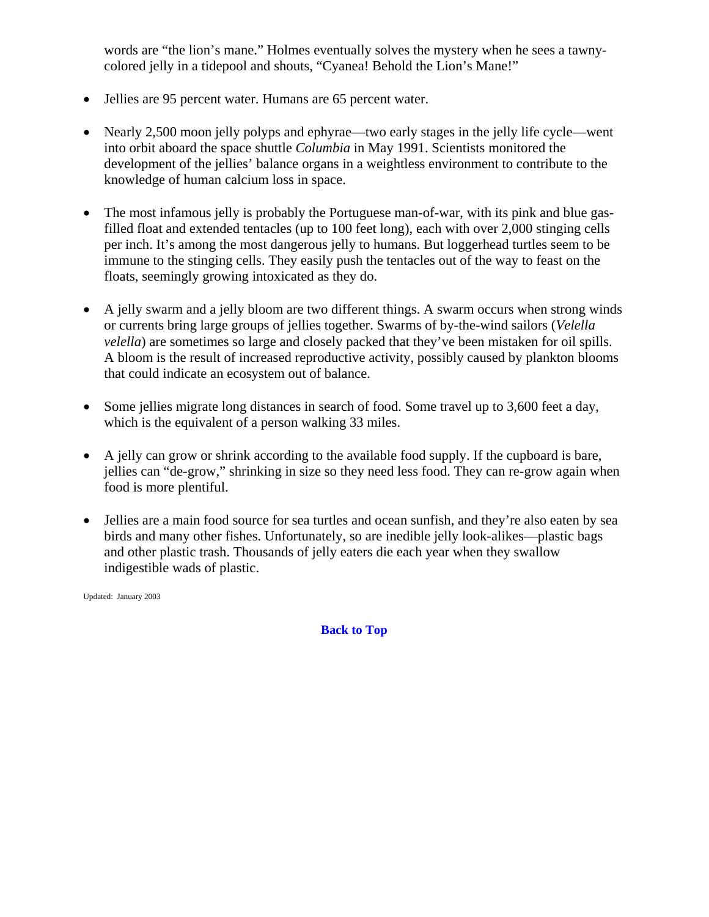words are "the lion's mane." Holmes eventually solves the mystery when he sees a tawny-colored jelly in a tidepool and shouts, "Cyanea! Behold the Lion's Mane!"

- Jellies are 95 percent water. Humans are 65 percent water.

- Nearly 2,500 moon jelly polyps and ephyrae—two early stages in the jelly life cycle—went into orbit aboard the space shuttle *Columbia* in May 1991. Scientists monitored the development of the jellies' balance organs in a weightless environment to contribute to the knowledge of human calcium loss in space.

- The most infamous jelly is probably the Portuguese man-of-war, with its pink and blue gas-filled float and extended tentacles (up to 100 feet long), each with over 2,000 stinging cells per inch. It's among the most dangerous jelly to humans. But loggerhead turtles seem to be immune to the stinging cells. They easily push the tentacles out of the way to feast on the floats, seemingly growing intoxicated as they do.

- A jelly swarm and a jelly bloom are two different things. A swarm occurs when strong winds or currents bring large groups of jellies together. Swarms of by-the-wind sailors (*Velella velella*) are sometimes so large and closely packed that they've been mistaken for oil spills. A bloom is the result of increased reproductive activity, possibly caused by plankton blooms that could indicate an ecosystem out of balance.

- Some jellies migrate long distances in search of food. Some travel up to 3,600 feet a day, which is the equivalent of a person walking 33 miles.

- A jelly can grow or shrink according to the available food supply. If the cupboard is bare, jellies can "de-grow," shrinking in size so they need less food. They can re-grow again when food is more plentiful.

- Jellies are a main food source for sea turtles and ocean sunfish, and they're also eaten by sea birds and many other fishes. Unfortunately, so are inedible jelly look-alikes—plastic bags and other plastic trash. Thousands of jelly eaters die each year when they swallow indigestible wads of plastic.

Updated: January 2003

**Back to Top**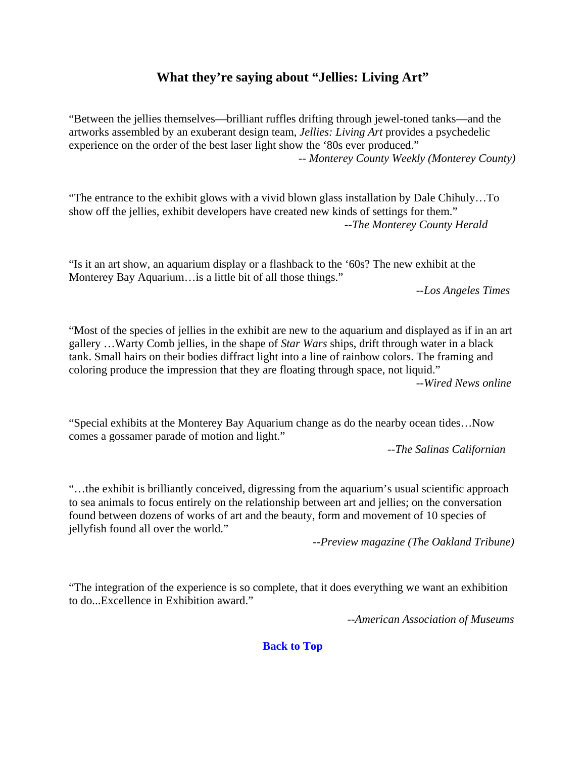## What they're saying about "Jellies: Living Art"

"Between the jellies themselves—brilliant ruffles drifting through jewel-toned tanks—and the artworks assembled by an exuberant design team, *Jellies: Living Art* provides a psychedelic experience on the order of the best laser light show the '80s ever produced."

-- *Monterey County Weekly (Monterey County)*

"The entrance to the exhibit glows with a vivid blown glass installation by Dale Chihuly…To show off the jellies, exhibit developers have created new kinds of settings for them."

--*The Monterey County Herald*

"Is it an art show, an aquarium display or a flashback to the '60s? The new exhibit at the Monterey Bay Aquarium…is a little bit of all those things."

--*Los Angeles Times*

"Most of the species of jellies in the exhibit are new to the aquarium and displayed as if in an art gallery …Warty Comb jellies, in the shape of *Star Wars* ships, drift through water in a black tank. Small hairs on their bodies diffract light into a line of rainbow colors. The framing and coloring produce the impression that they are floating through space, not liquid."

--*Wired News online*

"Special exhibits at the Monterey Bay Aquarium change as do the nearby ocean tides…Now comes a gossamer parade of motion and light."

--*The Salinas Californian*

"…the exhibit is brilliantly conceived, digressing from the aquarium's usual scientific approach to sea animals to focus entirely on the relationship between art and jellies; on the conversation found between dozens of works of art and the beauty, form and movement of 10 species of jellyfish found all over the world."

--*Preview magazine (The Oakland Tribune)*

"The integration of the experience is so complete, that it does everything we want an exhibition to do...Excellence in Exhibition award."

--*American Association of Museums*

**Back to Top**